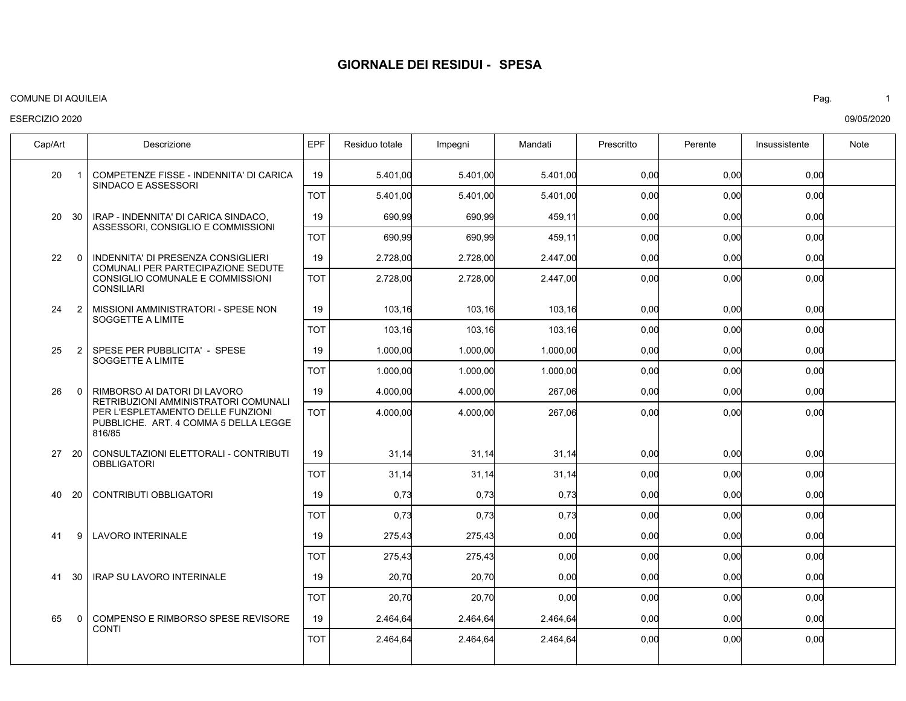# GIORNALE DEI RESIDUI - SPESA

COMUNE DI AQUILEIA

ESERCIZIO 2020

09/05/2020

| Cap/Art | | Descrizione | EPF | Residuo totale | Impegni | Mandati | Prescritto | Perente | Insussistente | Note |
|---|---|---|---|---|---|---|---|---|---|---|
| 20 | 1 | COMPETENZE FISSE - INDENNITA' DI CARICA SINDACO E ASSESSORI | 19 | 5.401,00 | 5.401,00 | 5.401,00 | 0,00 | 0,00 | 0,00 | |
| | | | TOT | 5.401,00 | 5.401,00 | 5.401,00 | 0,00 | 0,00 | 0,00 | |
| 20 | 30 | IRAP - INDENNITA' DI CARICA SINDACO, ASSESSORI, CONSIGLIO E COMMISSIONI | 19 | 690,99 | 690,99 | 459,11 | 0,00 | 0,00 | 0,00 | |
| | | | TOT | 690,99 | 690,99 | 459,11 | 0,00 | 0,00 | 0,00 | |
| 22 | 0 | INDENNITA' DI PRESENZA CONSIGLIERI COMUNALI PER PARTECIPAZIONE SEDUTE CONSIGLIO COMUNALE E COMMISSIONI CONSILIARI | 19 | 2.728,00 | 2.728,00 | 2.447,00 | 0,00 | 0,00 | 0,00 | |
| | | | TOT | 2.728,00 | 2.728,00 | 2.447,00 | 0,00 | 0,00 | 0,00 | |
| 24 | 2 | MISSIONI AMMINISTRATORI - SPESE NON SOGGETTE A LIMITE | 19 | 103,16 | 103,16 | 103,16 | 0,00 | 0,00 | 0,00 | |
| | | | TOT | 103,16 | 103,16 | 103,16 | 0,00 | 0,00 | 0,00 | |
| 25 | 2 | SPESE PER PUBBLICITA' - SPESE SOGGETTE A LIMITE | 19 | 1.000,00 | 1.000,00 | 1.000,00 | 0,00 | 0,00 | 0,00 | |
| | | | TOT | 1.000,00 | 1.000,00 | 1.000,00 | 0,00 | 0,00 | 0,00 | |
| 26 | 0 | RIMBORSO AI DATORI DI LAVORO RETRIBUZIONI AMMINISTRATORI COMUNALI PER L'ESPLETAMENTO DELLE FUNZIONI PUBBLICHE. ART. 4 COMMA 5 DELLA LEGGE 816/85 | 19 | 4.000,00 | 4.000,00 | 267,06 | 0,00 | 0,00 | 0,00 | |
| | | | TOT | 4.000,00 | 4.000,00 | 267,06 | 0,00 | 0,00 | 0,00 | |
| 27 | 20 | CONSULTAZIONI ELETTORALI - CONTRIBUTI OBBLIGATORI | 19 | 31,14 | 31,14 | 31,14 | 0,00 | 0,00 | 0,00 | |
| | | | TOT | 31,14 | 31,14 | 31,14 | 0,00 | 0,00 | 0,00 | |
| 40 | 20 | CONTRIBUTI OBBLIGATORI | 19 | 0,73 | 0,73 | 0,73 | 0,00 | 0,00 | 0,00 | |
| | | | TOT | 0,73 | 0,73 | 0,73 | 0,00 | 0,00 | 0,00 | |
| 41 | 9 | LAVORO INTERINALE | 19 | 275,43 | 275,43 | 0,00 | 0,00 | 0,00 | 0,00 | |
| | | | TOT | 275,43 | 275,43 | 0,00 | 0,00 | 0,00 | 0,00 | |
| 41 | 30 | IRAP SU LAVORO INTERINALE | 19 | 20,70 | 20,70 | 0,00 | 0,00 | 0,00 | 0,00 | |
| | | | TOT | 20,70 | 20,70 | 0,00 | 0,00 | 0,00 | 0,00 | |
| 65 | 0 | COMPENSO E RIMBORSO SPESE REVISORE CONTI | 19 | 2.464,64 | 2.464,64 | 2.464,64 | 0,00 | 0,00 | 0,00 | |
| | | | TOT | 2.464,64 | 2.464,64 | 2.464,64 | 0,00 | 0,00 | 0,00 | |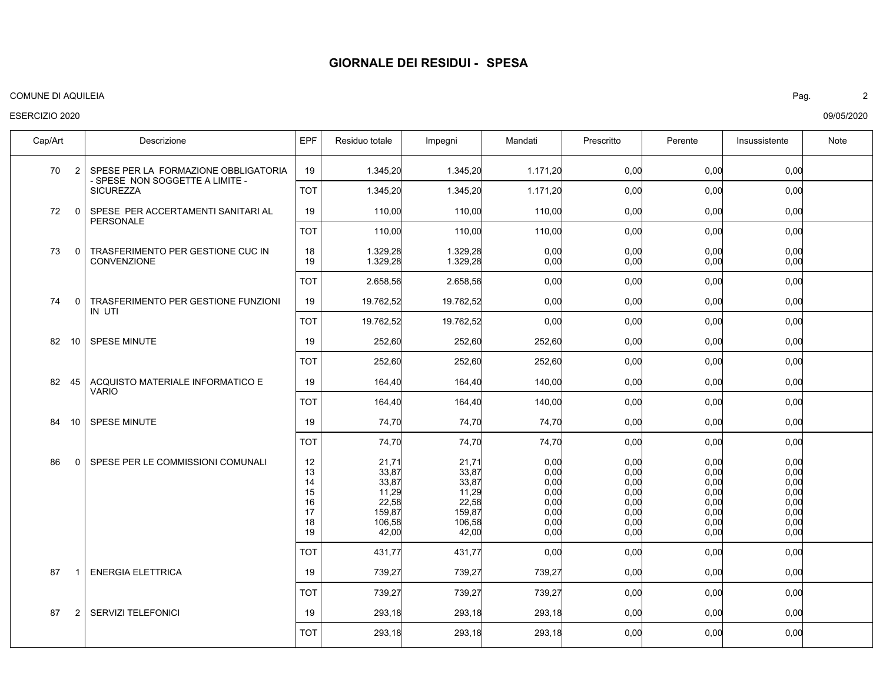# GIORNALE DEI RESIDUI - SPESA

COMUNE DI AQUILEIA

ESERCIZIO 2020

09/05/2020

| Cap/Art | | Descrizione | EPF | Residuo totale | Impegni | Mandati | Prescritto | Perente | Insussistente | Note |
|---|---|---|---|---|---|---|---|---|---|---|
| 70 | 2 | SPESE PER LA FORMAZIONE OBBLIGATORIA - SPESE NON SOGGETTE A LIMITE - SICUREZZA | 19 | 1.345,20 | 1.345,20 | 1.171,20 | 0,00 | 0,00 | 0,00 | |
| | | | TOT | 1.345,20 | 1.345,20 | 1.171,20 | 0,00 | 0,00 | 0,00 | |
| 72 | 0 | SPESE PER ACCERTAMENTI SANITARI AL PERSONALE | 19 | 110,00 | 110,00 | 110,00 | 0,00 | 0,00 | 0,00 | |
| | | | TOT | 110,00 | 110,00 | 110,00 | 0,00 | 0,00 | 0,00 | |
| 73 | 0 | TRASFERIMENTO PER GESTIONE CUC IN CONVENZIONE | 18 | 1.329,28 | 1.329,28 | 0,00 | 0,00 | 0,00 | 0,00 | |
| | | | 19 | 1.329,28 | 1.329,28 | 0,00 | 0,00 | 0,00 | 0,00 | |
| | | | TOT | 2.658,56 | 2.658,56 | 0,00 | 0,00 | 0,00 | 0,00 | |
| 74 | 0 | TRASFERIMENTO PER GESTIONE FUNZIONI IN UTI | 19 | 19.762,52 | 19.762,52 | 0,00 | 0,00 | 0,00 | 0,00 | |
| | | | TOT | 19.762,52 | 19.762,52 | 0,00 | 0,00 | 0,00 | 0,00 | |
| 82 | 10 | SPESE MINUTE | 19 | 252,60 | 252,60 | 252,60 | 0,00 | 0,00 | 0,00 | |
| | | | TOT | 252,60 | 252,60 | 252,60 | 0,00 | 0,00 | 0,00 | |
| 82 | 45 | ACQUISTO MATERIALE INFORMATICO E VARIO | 19 | 164,40 | 164,40 | 140,00 | 0,00 | 0,00 | 0,00 | |
| | | | TOT | 164,40 | 164,40 | 140,00 | 0,00 | 0,00 | 0,00 | |
| 84 | 10 | SPESE MINUTE | 19 | 74,70 | 74,70 | 74,70 | 0,00 | 0,00 | 0,00 | |
| | | | TOT | 74,70 | 74,70 | 74,70 | 0,00 | 0,00 | 0,00 | |
| 86 | 0 | SPESE PER LE COMMISSIONI COMUNALI | 12 | 21,71 | 21,71 | 0,00 | 0,00 | 0,00 | 0,00 | |
| | | | 13 | 33,87 | 33,87 | 0,00 | 0,00 | 0,00 | 0,00 | |
| | | | 14 | 33,87 | 33,87 | 0,00 | 0,00 | 0,00 | 0,00 | |
| | | | 15 | 11,29 | 11,29 | 0,00 | 0,00 | 0,00 | 0,00 | |
| | | | 16 | 22,58 | 22,58 | 0,00 | 0,00 | 0,00 | 0,00 | |
| | | | 17 | 159,87 | 159,87 | 0,00 | 0,00 | 0,00 | 0,00 | |
| | | | 18 | 106,58 | 106,58 | 0,00 | 0,00 | 0,00 | 0,00 | |
| | | | 19 | 42,00 | 42,00 | 0,00 | 0,00 | 0,00 | 0,00 | |
| | | | TOT | 431,77 | 431,77 | 0,00 | 0,00 | 0,00 | 0,00 | |
| 87 | 1 | ENERGIA ELETTRICA | 19 | 739,27 | 739,27 | 739,27 | 0,00 | 0,00 | 0,00 | |
| | | | TOT | 739,27 | 739,27 | 739,27 | 0,00 | 0,00 | 0,00 | |
| 87 | 2 | SERVIZI TELEFONICI | 19 | 293,18 | 293,18 | 293,18 | 0,00 | 0,00 | 0,00 | |
| | | | TOT | 293,18 | 293,18 | 293,18 | 0,00 | 0,00 | 0,00 | |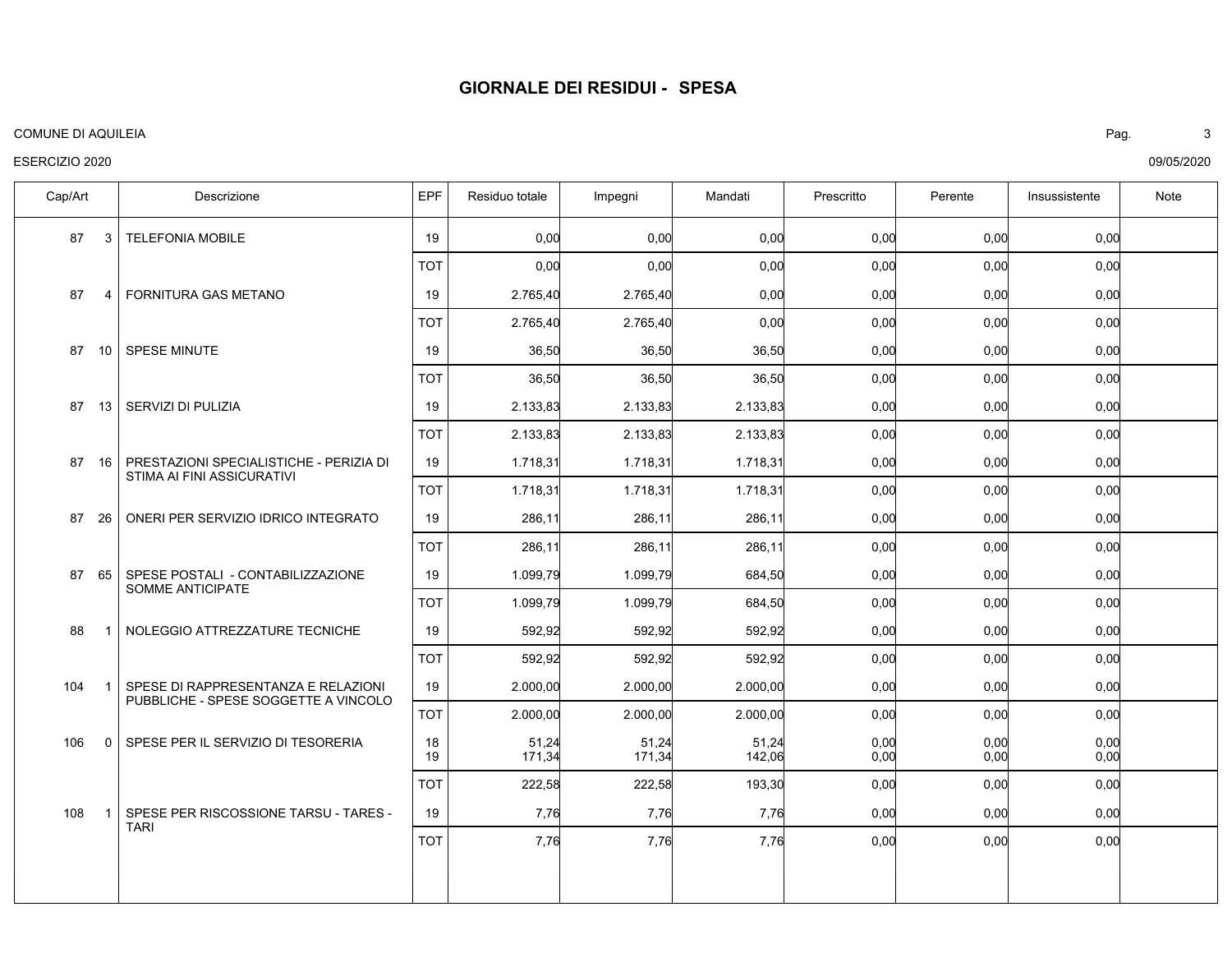# GIORNALE DEI RESIDUI - SPESA

COMUNE DI AQUILEIA

ESERCIZIO 2020

09/05/2020

| Cap/Art | Descrizione | EPF | Residuo totale | Impegni | Mandati | Prescritto | Perente | Insussistente | Note |
|---|---|---|---|---|---|---|---|---|---|
| 87 3 | TELEFONIA MOBILE | 19 | 0,00 | 0,00 | 0,00 | 0,00 | 0,00 | 0,00 | |
| | | TOT | 0,00 | 0,00 | 0,00 | 0,00 | 0,00 | 0,00 | |
| 87 4 | FORNITURA GAS METANO | 19 | 2.765,40 | 2.765,40 | 0,00 | 0,00 | 0,00 | 0,00 | |
| | | TOT | 2.765,40 | 2.765,40 | 0,00 | 0,00 | 0,00 | 0,00 | |
| 87 10 | SPESE MINUTE | 19 | 36,50 | 36,50 | 36,50 | 0,00 | 0,00 | 0,00 | |
| | | TOT | 36,50 | 36,50 | 36,50 | 0,00 | 0,00 | 0,00 | |
| 87 13 | SERVIZI DI PULIZIA | 19 | 2.133,83 | 2.133,83 | 2.133,83 | 0,00 | 0,00 | 0,00 | |
| | | TOT | 2.133,83 | 2.133,83 | 2.133,83 | 0,00 | 0,00 | 0,00 | |
| 87 16 | PRESTAZIONI SPECIALISTICHE - PERIZIA DI STIMA AI FINI ASSICURATIVI | 19 | 1.718,31 | 1.718,31 | 1.718,31 | 0,00 | 0,00 | 0,00 | |
| | | TOT | 1.718,31 | 1.718,31 | 1.718,31 | 0,00 | 0,00 | 0,00 | |
| 87 26 | ONERI PER SERVIZIO IDRICO INTEGRATO | 19 | 286,11 | 286,11 | 286,11 | 0,00 | 0,00 | 0,00 | |
| | | TOT | 286,11 | 286,11 | 286,11 | 0,00 | 0,00 | 0,00 | |
| 87 65 | SPESE POSTALI - CONTABILIZZAZIONE SOMME ANTICIPATE | 19 | 1.099,79 | 1.099,79 | 684,50 | 0,00 | 0,00 | 0,00 | |
| | | TOT | 1.099,79 | 1.099,79 | 684,50 | 0,00 | 0,00 | 0,00 | |
| 88 1 | NOLEGGIO ATTREZZATURE TECNICHE | 19 | 592,92 | 592,92 | 592,92 | 0,00 | 0,00 | 0,00 | |
| | | TOT | 592,92 | 592,92 | 592,92 | 0,00 | 0,00 | 0,00 | |
| 104 1 | SPESE DI RAPPRESENTANZA E RELAZIONI PUBBLICHE - SPESE SOGGETTE A VINCOLO | 19 | 2.000,00 | 2.000,00 | 2.000,00 | 0,00 | 0,00 | 0,00 | |
| | | TOT | 2.000,00 | 2.000,00 | 2.000,00 | 0,00 | 0,00 | 0,00 | |
| 106 0 | SPESE PER IL SERVIZIO DI TESORERIA | 18 | 51,24 | 51,24 | 51,24 | 0,00 | 0,00 | 0,00 | |
| | | 19 | 171,34 | 171,34 | 142,06 | 0,00 | 0,00 | 0,00 | |
| | | TOT | 222,58 | 222,58 | 193,30 | 0,00 | 0,00 | 0,00 | |
| 108 1 | SPESE PER RISCOSSIONE TARSU - TARES - TARI | 19 | 7,76 | 7,76 | 7,76 | 0,00 | 0,00 | 0,00 | |
| | | TOT | 7,76 | 7,76 | 7,76 | 0,00 | 0,00 | 0,00 | |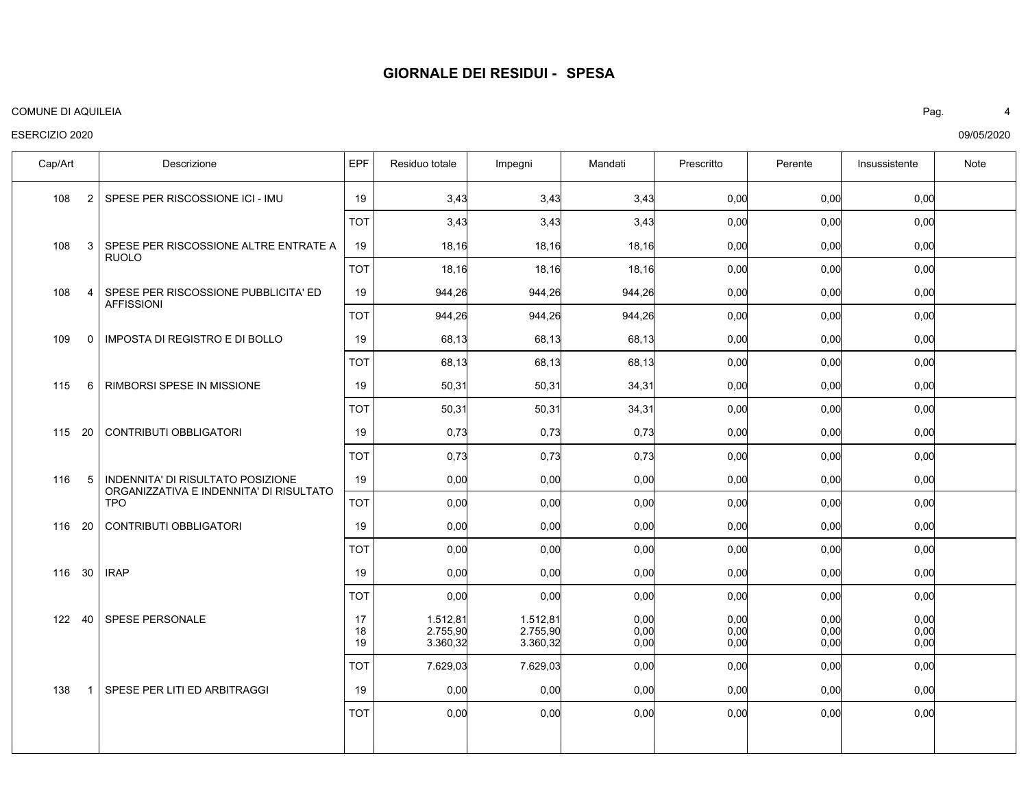# GIORNALE DEI RESIDUI - SPESA

COMUNE DI AQUILEIA

ESERCIZIO 2020

09/05/2020

| Cap/Art | Descrizione | EPF | Residuo totale | Impegni | Mandati | Prescritto | Perente | Insussistente | Note |
|---|---|---|---|---|---|---|---|---|---|
| 108 2 | SPESE PER RISCOSSIONE ICI - IMU | 19 | 3,43 | 3,43 | 3,43 | 0,00 | 0,00 | 0,00 | |
| | | TOT | 3,43 | 3,43 | 3,43 | 0,00 | 0,00 | 0,00 | |
| 108 3 | SPESE PER RISCOSSIONE ALTRE ENTRATE A RUOLO | 19 | 18,16 | 18,16 | 18,16 | 0,00 | 0,00 | 0,00 | |
| | | TOT | 18,16 | 18,16 | 18,16 | 0,00 | 0,00 | 0,00 | |
| 108 4 | SPESE PER RISCOSSIONE PUBBLICITA' ED AFFISSIONI | 19 | 944,26 | 944,26 | 944,26 | 0,00 | 0,00 | 0,00 | |
| | | TOT | 944,26 | 944,26 | 944,26 | 0,00 | 0,00 | 0,00 | |
| 109 0 | IMPOSTA DI REGISTRO E DI BOLLO | 19 | 68,13 | 68,13 | 68,13 | 0,00 | 0,00 | 0,00 | |
| | | TOT | 68,13 | 68,13 | 68,13 | 0,00 | 0,00 | 0,00 | |
| 115 6 | RIMBORSI SPESE IN MISSIONE | 19 | 50,31 | 50,31 | 34,31 | 0,00 | 0,00 | 0,00 | |
| | | TOT | 50,31 | 50,31 | 34,31 | 0,00 | 0,00 | 0,00 | |
| 115 20 | CONTRIBUTI OBBLIGATORI | 19 | 0,73 | 0,73 | 0,73 | 0,00 | 0,00 | 0,00 | |
| | | TOT | 0,73 | 0,73 | 0,73 | 0,00 | 0,00 | 0,00 | |
| 116 5 | INDENNITA' DI RISULTATO POSIZIONE ORGANIZZATIVA E INDENNITA' DI RISULTATO TPO | 19 | 0,00 | 0,00 | 0,00 | 0,00 | 0,00 | 0,00 | |
| | | TOT | 0,00 | 0,00 | 0,00 | 0,00 | 0,00 | 0,00 | |
| 116 20 | CONTRIBUTI OBBLIGATORI | 19 | 0,00 | 0,00 | 0,00 | 0,00 | 0,00 | 0,00 | |
| | | TOT | 0,00 | 0,00 | 0,00 | 0,00 | 0,00 | 0,00 | |
| 116 30 | IRAP | 19 | 0,00 | 0,00 | 0,00 | 0,00 | 0,00 | 0,00 | |
| | | TOT | 0,00 | 0,00 | 0,00 | 0,00 | 0,00 | 0,00 | |
| 122 40 | SPESE PERSONALE | 17 | 1.512,81 | 1.512,81 | 0,00 | 0,00 | 0,00 | 0,00 | |
| | | 18 | 2.755,90 | 2.755,90 | 0,00 | 0,00 | 0,00 | 0,00 | |
| | | 19 | 3.360,32 | 3.360,32 | 0,00 | 0,00 | 0,00 | 0,00 | |
| | | TOT | 7.629,03 | 7.629,03 | 0,00 | 0,00 | 0,00 | 0,00 | |
| 138 1 | SPESE PER LITI ED ARBITRAGGI | 19 | 0,00 | 0,00 | 0,00 | 0,00 | 0,00 | 0,00 | |
| | | TOT | 0,00 | 0,00 | 0,00 | 0,00 | 0,00 | 0,00 | |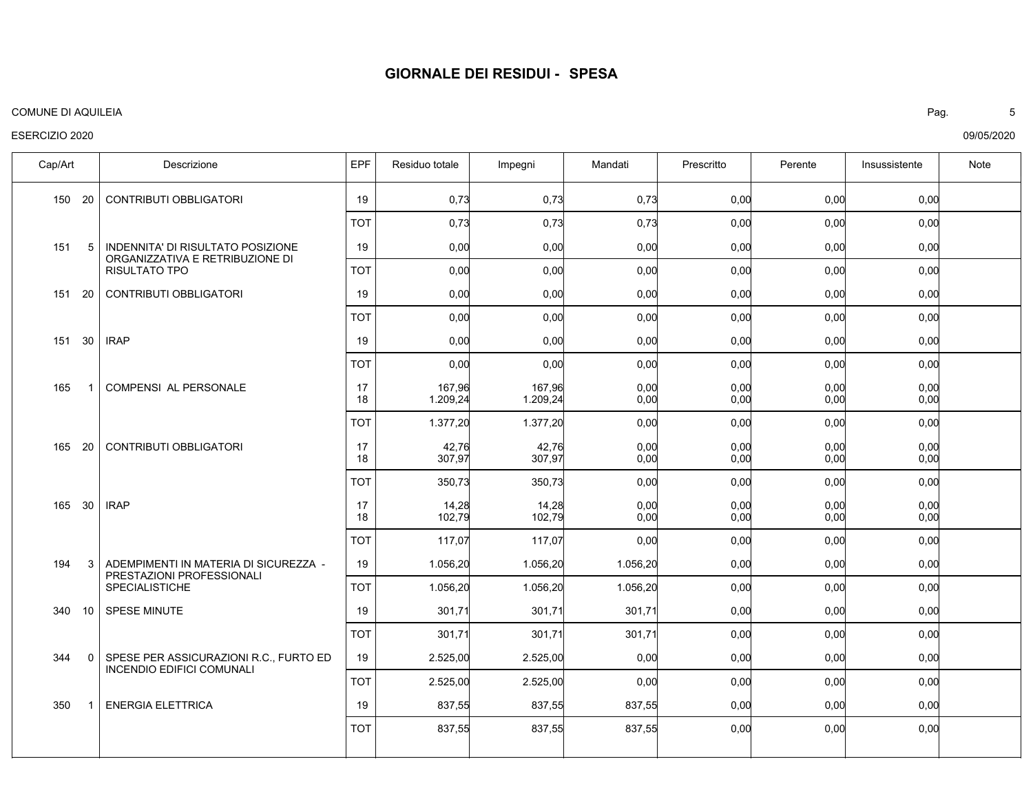# GIORNALE DEI RESIDUI - SPESA

COMUNE DI AQUILEIA

ESERCIZIO 2020

09/05/2020

| Cap/Art | | Descrizione | EPF | Residuo totale | Impegni | Mandati | Prescritto | Perente | Insussistente | Note |
|---|---|---|---|---|---|---|---|---|---|---|
| 150 | 20 | CONTRIBUTI OBBLIGATORI | 19 | 0,73 | 0,73 | 0,73 | 0,00 | 0,00 | 0,00 | |
| | | | TOT | 0,73 | 0,73 | 0,73 | 0,00 | 0,00 | 0,00 | |
| 151 | 5 | INDENNITA' DI RISULTATO POSIZIONE ORGANIZZATIVA E RETRIBUZIONE DI RISULTATO TPO | 19 | 0,00 | 0,00 | 0,00 | 0,00 | 0,00 | 0,00 | |
| | | | TOT | 0,00 | 0,00 | 0,00 | 0,00 | 0,00 | 0,00 | |
| 151 | 20 | CONTRIBUTI OBBLIGATORI | 19 | 0,00 | 0,00 | 0,00 | 0,00 | 0,00 | 0,00 | |
| | | | TOT | 0,00 | 0,00 | 0,00 | 0,00 | 0,00 | 0,00 | |
| 151 | 30 | IRAP | 19 | 0,00 | 0,00 | 0,00 | 0,00 | 0,00 | 0,00 | |
| | | | TOT | 0,00 | 0,00 | 0,00 | 0,00 | 0,00 | 0,00 | |
| 165 | 1 | COMPENSI AL PERSONALE | 17 | 167,96 | 167,96 | 0,00 | 0,00 | 0,00 | 0,00 | |
| | | | 18 | 1.209,24 | 1.209,24 | 0,00 | 0,00 | 0,00 | 0,00 | |
| | | | TOT | 1.377,20 | 1.377,20 | 0,00 | 0,00 | 0,00 | 0,00 | |
| 165 | 20 | CONTRIBUTI OBBLIGATORI | 17 | 42,76 | 42,76 | 0,00 | 0,00 | 0,00 | 0,00 | |
| | | | 18 | 307,97 | 307,97 | 0,00 | 0,00 | 0,00 | 0,00 | |
| | | | TOT | 350,73 | 350,73 | 0,00 | 0,00 | 0,00 | 0,00 | |
| 165 | 30 | IRAP | 17 | 14,28 | 14,28 | 0,00 | 0,00 | 0,00 | 0,00 | |
| | | | 18 | 102,79 | 102,79 | 0,00 | 0,00 | 0,00 | 0,00 | |
| | | | TOT | 117,07 | 117,07 | 0,00 | 0,00 | 0,00 | 0,00 | |
| 194 | 3 | ADEMPIMENTI IN MATERIA DI SICUREZZA - PRESTAZIONI PROFESSIONALI SPECIALISTICHE | 19 | 1.056,20 | 1.056,20 | 1.056,20 | 0,00 | 0,00 | 0,00 | |
| | | | TOT | 1.056,20 | 1.056,20 | 1.056,20 | 0,00 | 0,00 | 0,00 | |
| 340 | 10 | SPESE MINUTE | 19 | 301,71 | 301,71 | 301,71 | 0,00 | 0,00 | 0,00 | |
| | | | TOT | 301,71 | 301,71 | 301,71 | 0,00 | 0,00 | 0,00 | |
| 344 | 0 | SPESE PER ASSICURAZIONI R.C., FURTO ED INCENDIO EDIFICI COMUNALI | 19 | 2.525,00 | 2.525,00 | 0,00 | 0,00 | 0,00 | 0,00 | |
| | | | TOT | 2.525,00 | 2.525,00 | 0,00 | 0,00 | 0,00 | 0,00 | |
| 350 | 1 | ENERGIA ELETTRICA | 19 | 837,55 | 837,55 | 837,55 | 0,00 | 0,00 | 0,00 | |
| | | | TOT | 837,55 | 837,55 | 837,55 | 0,00 | 0,00 | 0,00 | |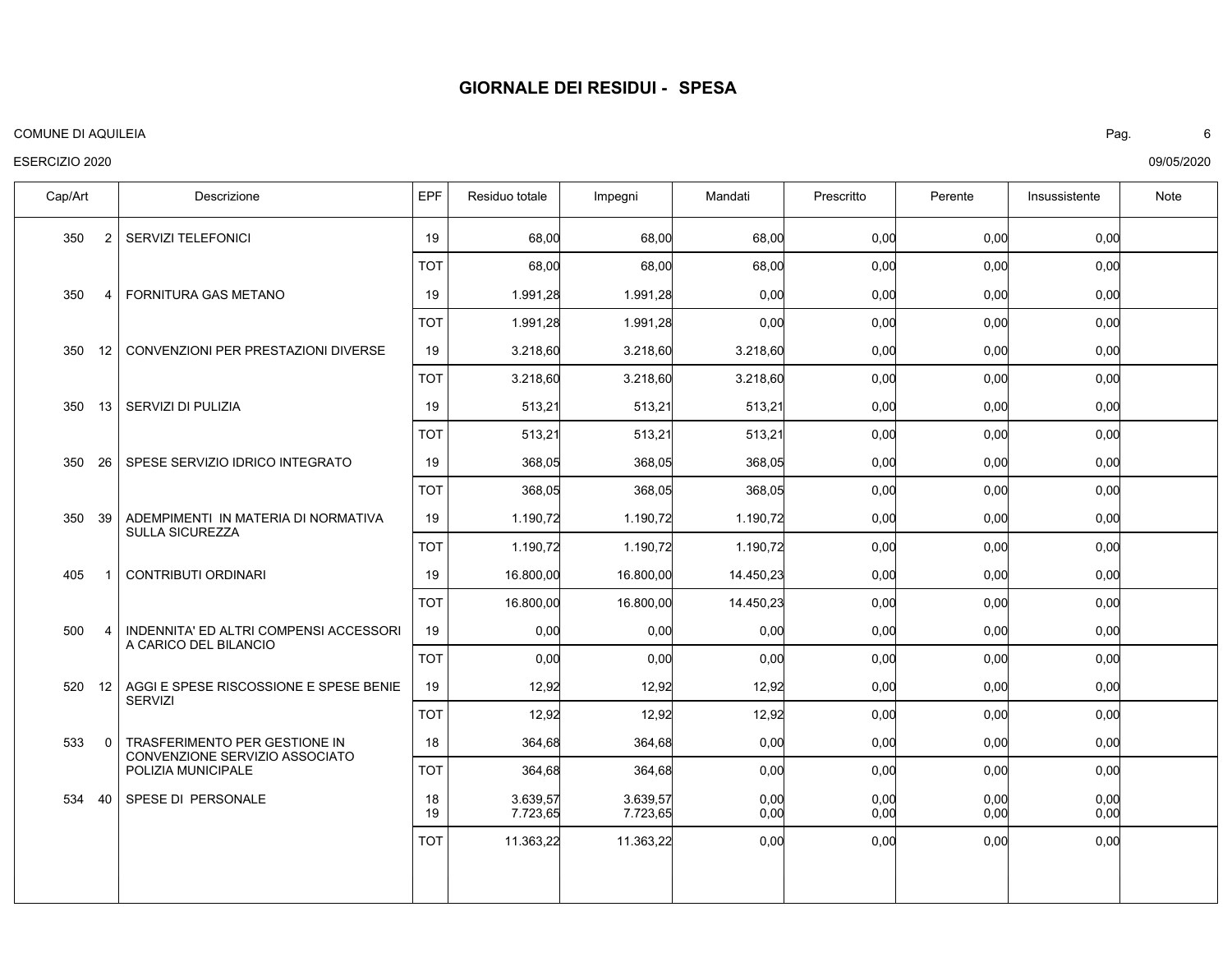# GIORNALE DEI RESIDUI - SPESA

COMUNE DI AQUILEIA

ESERCIZIO 2020

09/05/2020

| Cap/Art | | Descrizione | EPF | Residuo totale | Impegni | Mandati | Prescritto | Perente | Insussistente | Note |
|---|---|---|---|---|---|---|---|---|---|---|
| 350 | 2 | SERVIZI TELEFONICI | 19 | 68,00 | 68,00 | 68,00 | 0,00 | 0,00 | 0,00 | |
| | | | TOT | 68,00 | 68,00 | 68,00 | 0,00 | 0,00 | 0,00 | |
| 350 | 4 | FORNITURA GAS METANO | 19 | 1.991,28 | 1.991,28 | 0,00 | 0,00 | 0,00 | 0,00 | |
| | | | TOT | 1.991,28 | 1.991,28 | 0,00 | 0,00 | 0,00 | 0,00 | |
| 350 | 12 | CONVENZIONI PER PRESTAZIONI DIVERSE | 19 | 3.218,60 | 3.218,60 | 3.218,60 | 0,00 | 0,00 | 0,00 | |
| | | | TOT | 3.218,60 | 3.218,60 | 3.218,60 | 0,00 | 0,00 | 0,00 | |
| 350 | 13 | SERVIZI DI PULIZIA | 19 | 513,21 | 513,21 | 513,21 | 0,00 | 0,00 | 0,00 | |
| | | | TOT | 513,21 | 513,21 | 513,21 | 0,00 | 0,00 | 0,00 | |
| 350 | 26 | SPESE SERVIZIO IDRICO INTEGRATO | 19 | 368,05 | 368,05 | 368,05 | 0,00 | 0,00 | 0,00 | |
| | | | TOT | 368,05 | 368,05 | 368,05 | 0,00 | 0,00 | 0,00 | |
| 350 | 39 | ADEMPIMENTI IN MATERIA DI NORMATIVA SULLA SICUREZZA | 19 | 1.190,72 | 1.190,72 | 1.190,72 | 0,00 | 0,00 | 0,00 | |
| | | | TOT | 1.190,72 | 1.190,72 | 1.190,72 | 0,00 | 0,00 | 0,00 | |
| 405 | 1 | CONTRIBUTI ORDINARI | 19 | 16.800,00 | 16.800,00 | 14.450,23 | 0,00 | 0,00 | 0,00 | |
| | | | TOT | 16.800,00 | 16.800,00 | 14.450,23 | 0,00 | 0,00 | 0,00 | |
| 500 | 4 | INDENNITA' ED ALTRI COMPENSI ACCESSORI A CARICO DEL BILANCIO | 19 | 0,00 | 0,00 | 0,00 | 0,00 | 0,00 | 0,00 | |
| | | | TOT | 0,00 | 0,00 | 0,00 | 0,00 | 0,00 | 0,00 | |
| 520 | 12 | AGGI E SPESE RISCOSSIONE E SPESE BENIE SERVIZI | 19 | 12,92 | 12,92 | 12,92 | 0,00 | 0,00 | 0,00 | |
| | | | TOT | 12,92 | 12,92 | 12,92 | 0,00 | 0,00 | 0,00 | |
| 533 | 0 | TRASFERIMENTO PER GESTIONE IN CONVENZIONE SERVIZIO ASSOCIATO POLIZIA MUNICIPALE | 18 | 364,68 | 364,68 | 0,00 | 0,00 | 0,00 | 0,00 | |
| | | | TOT | 364,68 | 364,68 | 0,00 | 0,00 | 0,00 | 0,00 | |
| 534 | 40 | SPESE DI PERSONALE | 18 | 3.639,57 | 3.639,57 | 0,00 | 0,00 | 0,00 | 0,00 | |
| | | | 19 | 7.723,65 | 7.723,65 | 0,00 | 0,00 | 0,00 | 0,00 | |
| | | | TOT | 11.363,22 | 11.363,22 | 0,00 | 0,00 | 0,00 | 0,00 | |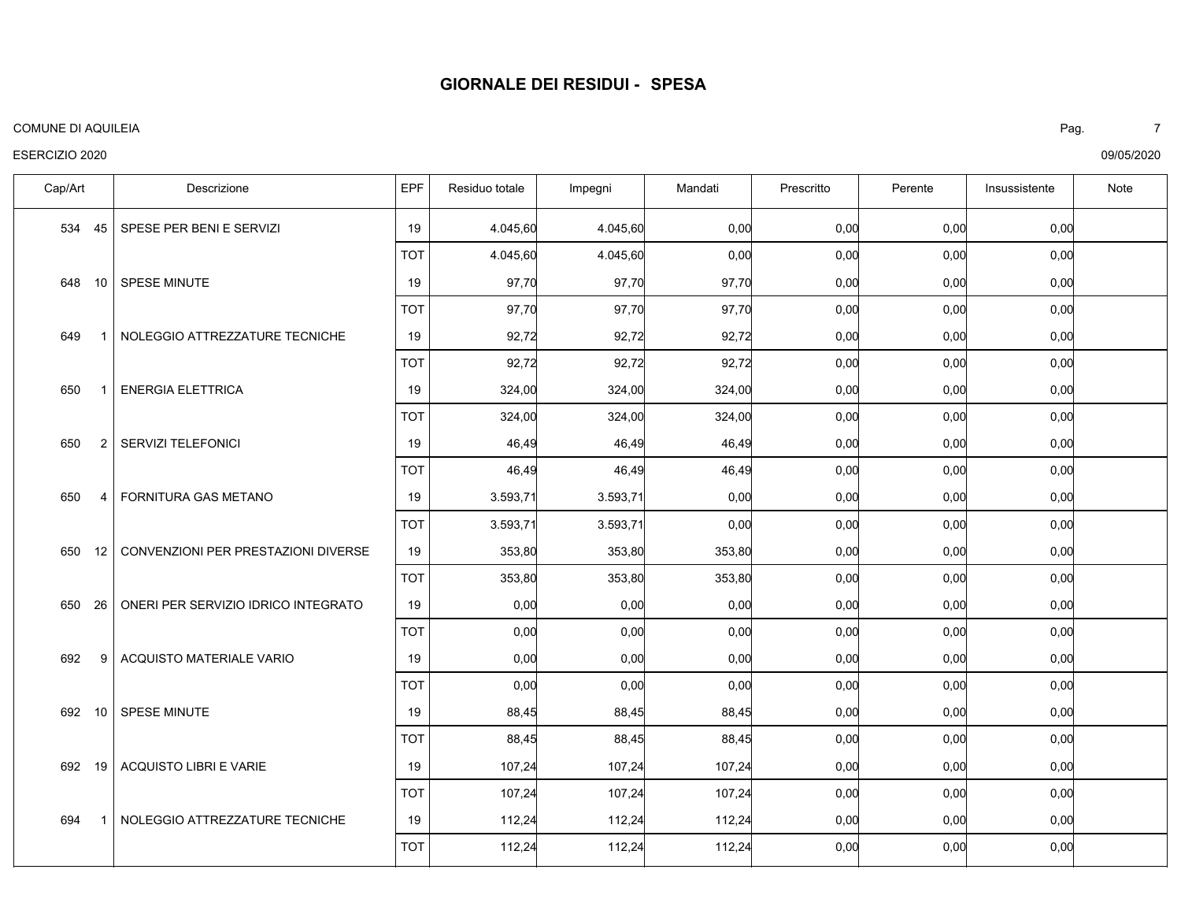# GIORNALE DEI RESIDUI - SPESA

COMUNE DI AQUILEIA

ESERCIZIO 2020

09/05/2020

| Cap/Art | Descrizione | EPF | Residuo totale | Impegni | Mandati | Prescritto | Perente | Insussistente | Note |
|---|---|---|---|---|---|---|---|---|---|
| 534 45 | SPESE PER BENI E SERVIZI | 19 | 4.045,60 | 4.045,60 | 0,00 | 0,00 | 0,00 | 0,00 | |
| | | TOT | 4.045,60 | 4.045,60 | 0,00 | 0,00 | 0,00 | 0,00 | |
| 648 10 | SPESE MINUTE | 19 | 97,70 | 97,70 | 97,70 | 0,00 | 0,00 | 0,00 | |
| | | TOT | 97,70 | 97,70 | 97,70 | 0,00 | 0,00 | 0,00 | |
| 649 1 | NOLEGGIO ATTREZZATURE TECNICHE | 19 | 92,72 | 92,72 | 92,72 | 0,00 | 0,00 | 0,00 | |
| | | TOT | 92,72 | 92,72 | 92,72 | 0,00 | 0,00 | 0,00 | |
| 650 1 | ENERGIA ELETTRICA | 19 | 324,00 | 324,00 | 324,00 | 0,00 | 0,00 | 0,00 | |
| | | TOT | 324,00 | 324,00 | 324,00 | 0,00 | 0,00 | 0,00 | |
| 650 2 | SERVIZI TELEFONICI | 19 | 46,49 | 46,49 | 46,49 | 0,00 | 0,00 | 0,00 | |
| | | TOT | 46,49 | 46,49 | 46,49 | 0,00 | 0,00 | 0,00 | |
| 650 4 | FORNITURA GAS METANO | 19 | 3.593,71 | 3.593,71 | 0,00 | 0,00 | 0,00 | 0,00 | |
| | | TOT | 3.593,71 | 3.593,71 | 0,00 | 0,00 | 0,00 | 0,00 | |
| 650 12 | CONVENZIONI PER PRESTAZIONI DIVERSE | 19 | 353,80 | 353,80 | 353,80 | 0,00 | 0,00 | 0,00 | |
| | | TOT | 353,80 | 353,80 | 353,80 | 0,00 | 0,00 | 0,00 | |
| 650 26 | ONERI PER SERVIZIO IDRICO INTEGRATO | 19 | 0,00 | 0,00 | 0,00 | 0,00 | 0,00 | 0,00 | |
| | | TOT | 0,00 | 0,00 | 0,00 | 0,00 | 0,00 | 0,00 | |
| 692 9 | ACQUISTO MATERIALE VARIO | 19 | 0,00 | 0,00 | 0,00 | 0,00 | 0,00 | 0,00 | |
| | | TOT | 0,00 | 0,00 | 0,00 | 0,00 | 0,00 | 0,00 | |
| 692 10 | SPESE MINUTE | 19 | 88,45 | 88,45 | 88,45 | 0,00 | 0,00 | 0,00 | |
| | | TOT | 88,45 | 88,45 | 88,45 | 0,00 | 0,00 | 0,00 | |
| 692 19 | ACQUISTO LIBRI E VARIE | 19 | 107,24 | 107,24 | 107,24 | 0,00 | 0,00 | 0,00 | |
| | | TOT | 107,24 | 107,24 | 107,24 | 0,00 | 0,00 | 0,00 | |
| 694 1 | NOLEGGIO ATTREZZATURE TECNICHE | 19 | 112,24 | 112,24 | 112,24 | 0,00 | 0,00 | 0,00 | |
| | | TOT | 112,24 | 112,24 | 112,24 | 0,00 | 0,00 | 0,00 | |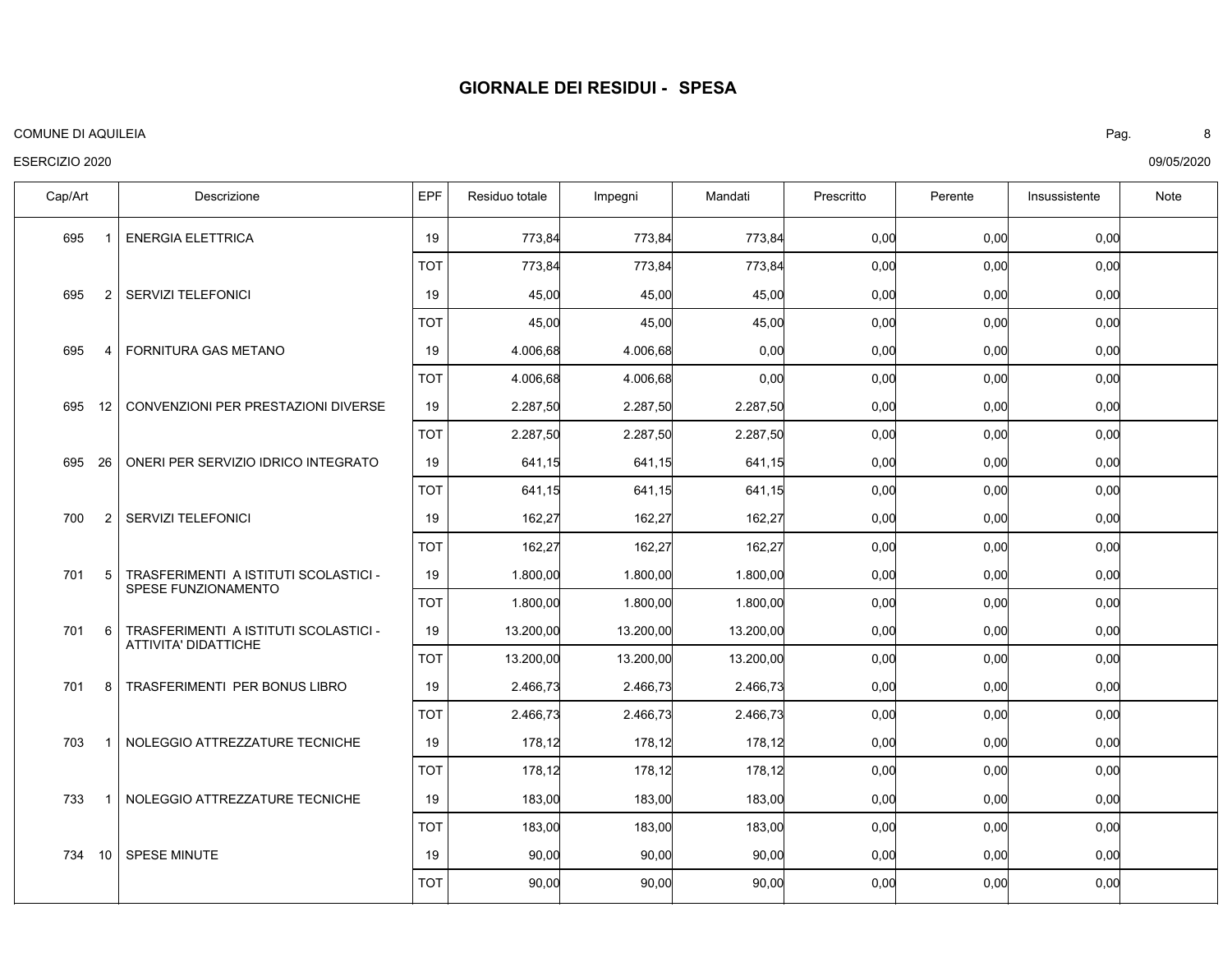# GIORNALE DEI RESIDUI - SPESA

COMUNE DI AQUILEIA

ESERCIZIO 2020

09/05/2020

| Cap/Art | Descrizione | EPF | Residuo totale | Impegni | Mandati | Prescritto | Perente | Insussistente | Note |
|---|---|---|---|---|---|---|---|---|---|
| 695 1 | ENERGIA ELETTRICA | 19 | 773,84 | 773,84 | 773,84 | 0,00 | 0,00 | 0,00 | |
| | | TOT | 773,84 | 773,84 | 773,84 | 0,00 | 0,00 | 0,00 | |
| 695 2 | SERVIZI TELEFONICI | 19 | 45,00 | 45,00 | 45,00 | 0,00 | 0,00 | 0,00 | |
| | | TOT | 45,00 | 45,00 | 45,00 | 0,00 | 0,00 | 0,00 | |
| 695 4 | FORNITURA GAS METANO | 19 | 4.006,68 | 4.006,68 | 0,00 | 0,00 | 0,00 | 0,00 | |
| | | TOT | 4.006,68 | 4.006,68 | 0,00 | 0,00 | 0,00 | 0,00 | |
| 695 12 | CONVENZIONI PER PRESTAZIONI DIVERSE | 19 | 2.287,50 | 2.287,50 | 2.287,50 | 0,00 | 0,00 | 0,00 | |
| | | TOT | 2.287,50 | 2.287,50 | 2.287,50 | 0,00 | 0,00 | 0,00 | |
| 695 26 | ONERI PER SERVIZIO IDRICO INTEGRATO | 19 | 641,15 | 641,15 | 641,15 | 0,00 | 0,00 | 0,00 | |
| | | TOT | 641,15 | 641,15 | 641,15 | 0,00 | 0,00 | 0,00 | |
| 700 2 | SERVIZI TELEFONICI | 19 | 162,27 | 162,27 | 162,27 | 0,00 | 0,00 | 0,00 | |
| | | TOT | 162,27 | 162,27 | 162,27 | 0,00 | 0,00 | 0,00 | |
| 701 5 | TRASFERIMENTI A ISTITUTI SCOLASTICI - SPESE FUNZIONAMENTO | 19 | 1.800,00 | 1.800,00 | 1.800,00 | 0,00 | 0,00 | 0,00 | |
| | | TOT | 1.800,00 | 1.800,00 | 1.800,00 | 0,00 | 0,00 | 0,00 | |
| 701 6 | TRASFERIMENTI A ISTITUTI SCOLASTICI - ATTIVITA' DIDATTICHE | 19 | 13.200,00 | 13.200,00 | 13.200,00 | 0,00 | 0,00 | 0,00 | |
| | | TOT | 13.200,00 | 13.200,00 | 13.200,00 | 0,00 | 0,00 | 0,00 | |
| 701 8 | TRASFERIMENTI PER BONUS LIBRO | 19 | 2.466,73 | 2.466,73 | 2.466,73 | 0,00 | 0,00 | 0,00 | |
| | | TOT | 2.466,73 | 2.466,73 | 2.466,73 | 0,00 | 0,00 | 0,00 | |
| 703 1 | NOLEGGIO ATTREZZATURE TECNICHE | 19 | 178,12 | 178,12 | 178,12 | 0,00 | 0,00 | 0,00 | |
| | | TOT | 178,12 | 178,12 | 178,12 | 0,00 | 0,00 | 0,00 | |
| 733 1 | NOLEGGIO ATTREZZATURE TECNICHE | 19 | 183,00 | 183,00 | 183,00 | 0,00 | 0,00 | 0,00 | |
| | | TOT | 183,00 | 183,00 | 183,00 | 0,00 | 0,00 | 0,00 | |
| 734 10 | SPESE MINUTE | 19 | 90,00 | 90,00 | 90,00 | 0,00 | 0,00 | 0,00 | |
| | | TOT | 90,00 | 90,00 | 90,00 | 0,00 | 0,00 | 0,00 | |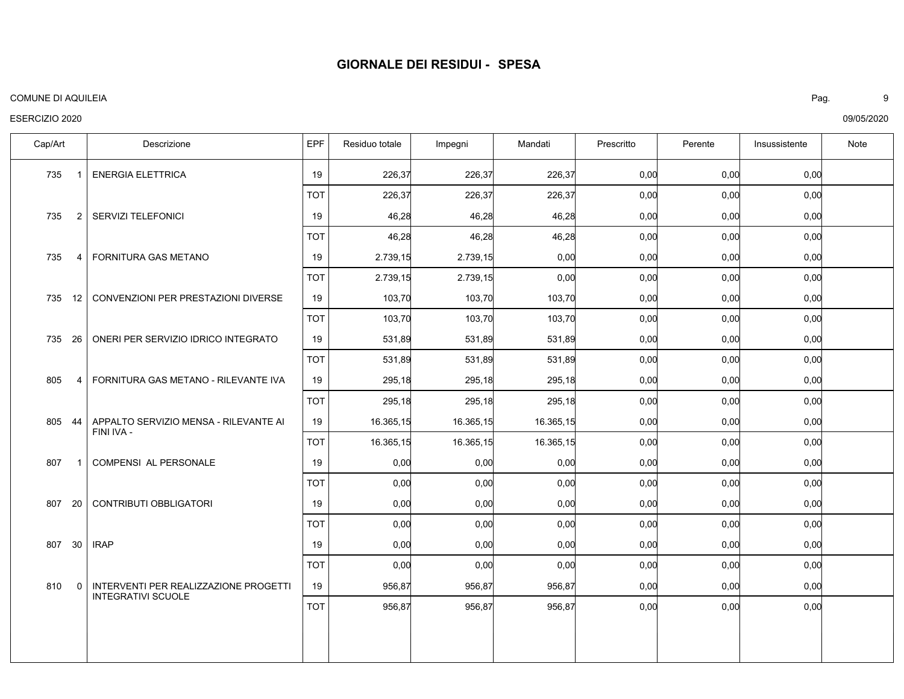# GIORNALE DEI RESIDUI - SPESA

COMUNE DI AQUILEIA

ESERCIZIO 2020

09/05/2020

| Cap/Art | | Descrizione | EPF | Residuo totale | Impegni | Mandati | Prescritto | Perente | Insussistente | Note |
|---|---|---|---|---|---|---|---|---|---|---|
| 735 | 1 | ENERGIA ELETTRICA | 19 | 226,37 | 226,37 | 226,37 | 0,00 | 0,00 | 0,00 | |
| | | | TOT | 226,37 | 226,37 | 226,37 | 0,00 | 0,00 | 0,00 | |
| 735 | 2 | SERVIZI TELEFONICI | 19 | 46,28 | 46,28 | 46,28 | 0,00 | 0,00 | 0,00 | |
| | | | TOT | 46,28 | 46,28 | 46,28 | 0,00 | 0,00 | 0,00 | |
| 735 | 4 | FORNITURA GAS METANO | 19 | 2.739,15 | 2.739,15 | 0,00 | 0,00 | 0,00 | 0,00 | |
| | | | TOT | 2.739,15 | 2.739,15 | 0,00 | 0,00 | 0,00 | 0,00 | |
| 735 | 12 | CONVENZIONI PER PRESTAZIONI DIVERSE | 19 | 103,70 | 103,70 | 103,70 | 0,00 | 0,00 | 0,00 | |
| | | | TOT | 103,70 | 103,70 | 103,70 | 0,00 | 0,00 | 0,00 | |
| 735 | 26 | ONERI PER SERVIZIO IDRICO INTEGRATO | 19 | 531,89 | 531,89 | 531,89 | 0,00 | 0,00 | 0,00 | |
| | | | TOT | 531,89 | 531,89 | 531,89 | 0,00 | 0,00 | 0,00 | |
| 805 | 4 | FORNITURA GAS METANO - RILEVANTE IVA | 19 | 295,18 | 295,18 | 295,18 | 0,00 | 0,00 | 0,00 | |
| | | | TOT | 295,18 | 295,18 | 295,18 | 0,00 | 0,00 | 0,00 | |
| 805 | 44 | APPALTO SERVIZIO MENSA - RILEVANTE AI FINI IVA - | 19 | 16.365,15 | 16.365,15 | 16.365,15 | 0,00 | 0,00 | 0,00 | |
| | | | TOT | 16.365,15 | 16.365,15 | 16.365,15 | 0,00 | 0,00 | 0,00 | |
| 807 | 1 | COMPENSI AL PERSONALE | 19 | 0,00 | 0,00 | 0,00 | 0,00 | 0,00 | 0,00 | |
| | | | TOT | 0,00 | 0,00 | 0,00 | 0,00 | 0,00 | 0,00 | |
| 807 | 20 | CONTRIBUTI OBBLIGATORI | 19 | 0,00 | 0,00 | 0,00 | 0,00 | 0,00 | 0,00 | |
| | | | TOT | 0,00 | 0,00 | 0,00 | 0,00 | 0,00 | 0,00 | |
| 807 | 30 | IRAP | 19 | 0,00 | 0,00 | 0,00 | 0,00 | 0,00 | 0,00 | |
| | | | TOT | 0,00 | 0,00 | 0,00 | 0,00 | 0,00 | 0,00 | |
| 810 | 0 | INTERVENTI PER REALIZZAZIONE PROGETTI INTEGRATIVI SCUOLE | 19 | 956,87 | 956,87 | 956,87 | 0,00 | 0,00 | 0,00 | |
| | | | TOT | 956,87 | 956,87 | 956,87 | 0,00 | 0,00 | 0,00 | |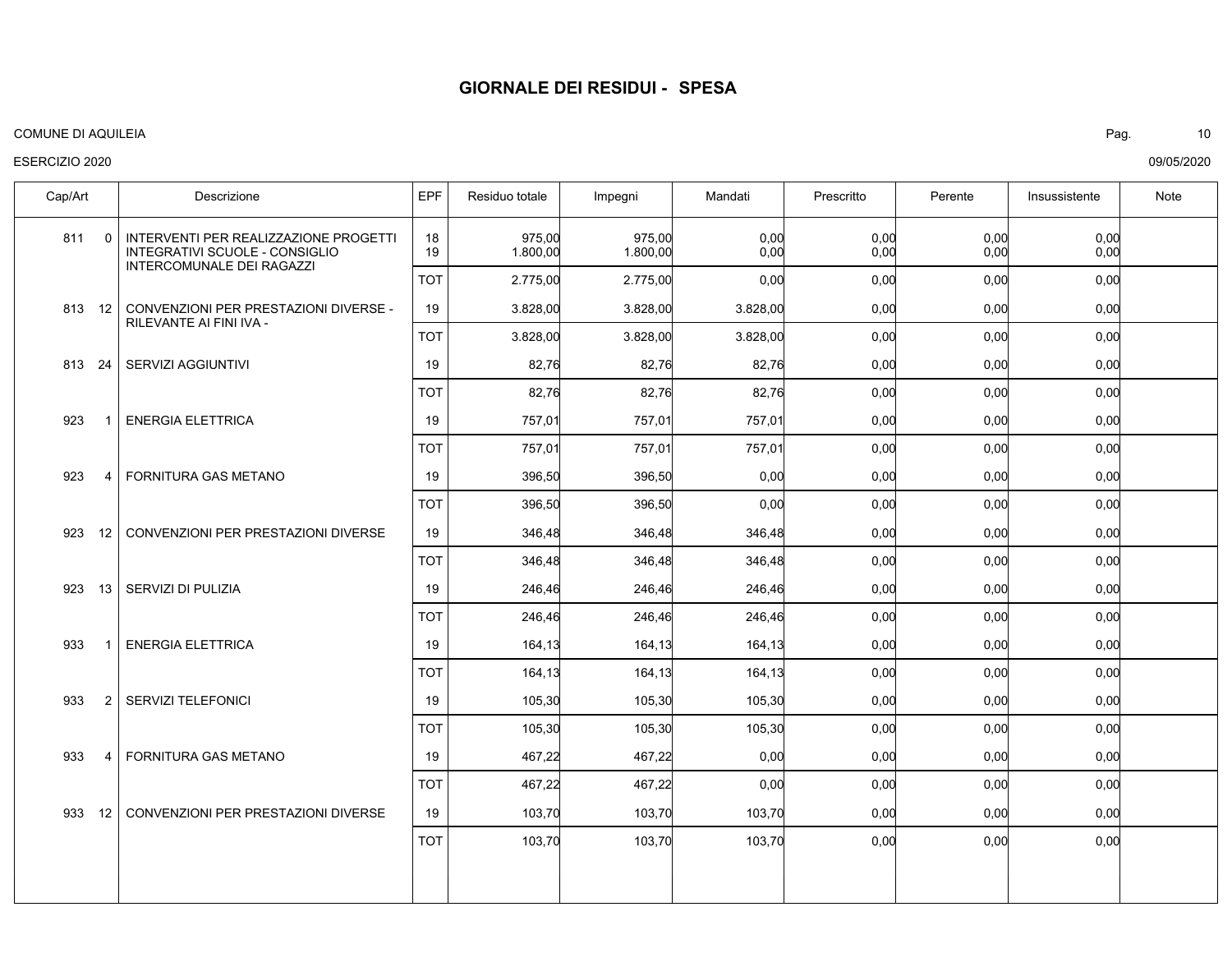# GIORNALE DEI RESIDUI - SPESA

COMUNE DI AQUILEIA

ESERCIZIO 2020

09/05/2020

| Cap/Art | | Descrizione | EPF | Residuo totale | Impegni | Mandati | Prescritto | Perente | Insussistente | Note |
|---|---|---|---|---|---|---|---|---|---|---|
| 811 | 0 | INTERVENTI PER REALIZZAZIONE PROGETTI INTEGRATIVI SCUOLE - CONSIGLIO INTERCOMUNALE DEI RAGAZZI | 18 | 975,00 | 975,00 | 0,00 | 0,00 | 0,00 | 0,00 | |
| | | | 19 | 1.800,00 | 1.800,00 | 0,00 | 0,00 | 0,00 | 0,00 | |
| | | | TOT | 2.775,00 | 2.775,00 | 0,00 | 0,00 | 0,00 | 0,00 | |
| 813 | 12 | CONVENZIONI PER PRESTAZIONI DIVERSE - RILEVANTE AI FINI IVA - | 19 | 3.828,00 | 3.828,00 | 3.828,00 | 0,00 | 0,00 | 0,00 | |
| | | | TOT | 3.828,00 | 3.828,00 | 3.828,00 | 0,00 | 0,00 | 0,00 | |
| 813 | 24 | SERVIZI AGGIUNTIVI | 19 | 82,76 | 82,76 | 82,76 | 0,00 | 0,00 | 0,00 | |
| | | | TOT | 82,76 | 82,76 | 82,76 | 0,00 | 0,00 | 0,00 | |
| 923 | 1 | ENERGIA ELETTRICA | 19 | 757,01 | 757,01 | 757,01 | 0,00 | 0,00 | 0,00 | |
| | | | TOT | 757,01 | 757,01 | 757,01 | 0,00 | 0,00 | 0,00 | |
| 923 | 4 | FORNITURA GAS METANO | 19 | 396,50 | 396,50 | 0,00 | 0,00 | 0,00 | 0,00 | |
| | | | TOT | 396,50 | 396,50 | 0,00 | 0,00 | 0,00 | 0,00 | |
| 923 | 12 | CONVENZIONI PER PRESTAZIONI DIVERSE | 19 | 346,48 | 346,48 | 346,48 | 0,00 | 0,00 | 0,00 | |
| | | | TOT | 346,48 | 346,48 | 346,48 | 0,00 | 0,00 | 0,00 | |
| 923 | 13 | SERVIZI DI PULIZIA | 19 | 246,46 | 246,46 | 246,46 | 0,00 | 0,00 | 0,00 | |
| | | | TOT | 246,46 | 246,46 | 246,46 | 0,00 | 0,00 | 0,00 | |
| 933 | 1 | ENERGIA ELETTRICA | 19 | 164,13 | 164,13 | 164,13 | 0,00 | 0,00 | 0,00 | |
| | | | TOT | 164,13 | 164,13 | 164,13 | 0,00 | 0,00 | 0,00 | |
| 933 | 2 | SERVIZI TELEFONICI | 19 | 105,30 | 105,30 | 105,30 | 0,00 | 0,00 | 0,00 | |
| | | | TOT | 105,30 | 105,30 | 105,30 | 0,00 | 0,00 | 0,00 | |
| 933 | 4 | FORNITURA GAS METANO | 19 | 467,22 | 467,22 | 0,00 | 0,00 | 0,00 | 0,00 | |
| | | | TOT | 467,22 | 467,22 | 0,00 | 0,00 | 0,00 | 0,00 | |
| 933 | 12 | CONVENZIONI PER PRESTAZIONI DIVERSE | 19 | 103,70 | 103,70 | 103,70 | 0,00 | 0,00 | 0,00 | |
| | | | TOT | 103,70 | 103,70 | 103,70 | 0,00 | 0,00 | 0,00 | |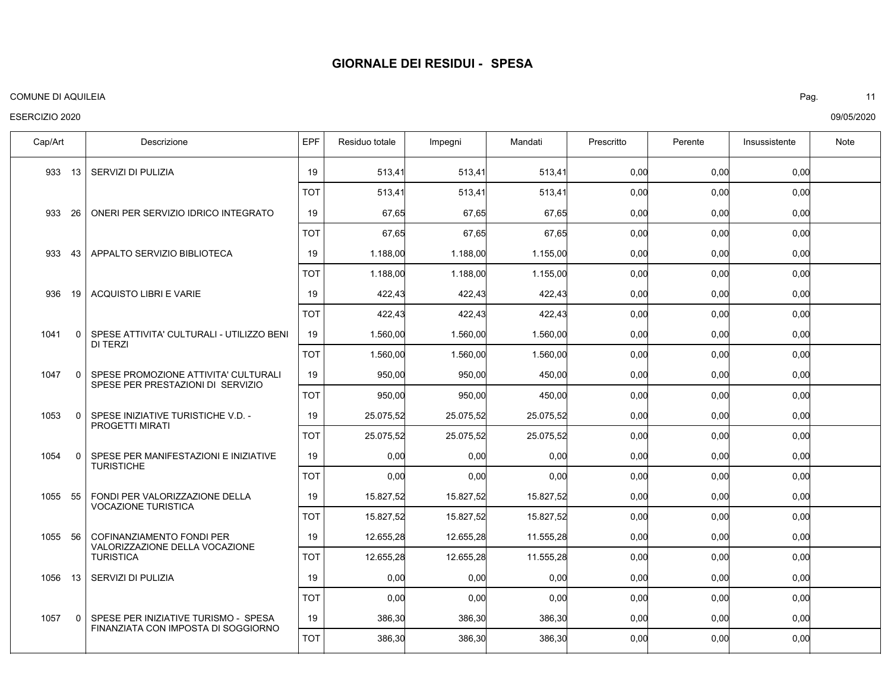# GIORNALE DEI RESIDUI - SPESA

COMUNE DI AQUILEIA

ESERCIZIO 2020

09/05/2020

| Cap/Art | | Descrizione | EPF | Residuo totale | Impegni | Mandati | Prescritto | Perente | Insussistente | Note |
|---|---|---|---|---|---|---|---|---|---|---|
| 933 | 13 | SERVIZI DI PULIZIA | 19 | 513,41 | 513,41 | 513,41 | 0,00 | 0,00 | 0,00 | |
| | | | TOT | 513,41 | 513,41 | 513,41 | 0,00 | 0,00 | 0,00 | |
| 933 | 26 | ONERI PER SERVIZIO IDRICO INTEGRATO | 19 | 67,65 | 67,65 | 67,65 | 0,00 | 0,00 | 0,00 | |
| | | | TOT | 67,65 | 67,65 | 67,65 | 0,00 | 0,00 | 0,00 | |
| 933 | 43 | APPALTO SERVIZIO BIBLIOTECA | 19 | 1.188,00 | 1.188,00 | 1.155,00 | 0,00 | 0,00 | 0,00 | |
| | | | TOT | 1.188,00 | 1.188,00 | 1.155,00 | 0,00 | 0,00 | 0,00 | |
| 936 | 19 | ACQUISTO LIBRI E VARIE | 19 | 422,43 | 422,43 | 422,43 | 0,00 | 0,00 | 0,00 | |
| | | | TOT | 422,43 | 422,43 | 422,43 | 0,00 | 0,00 | 0,00 | |
| 1041 | 0 | SPESE ATTIVITA' CULTURALI - UTILIZZO BENI DI TERZI | 19 | 1.560,00 | 1.560,00 | 1.560,00 | 0,00 | 0,00 | 0,00 | |
| | | | TOT | 1.560,00 | 1.560,00 | 1.560,00 | 0,00 | 0,00 | 0,00 | |
| 1047 | 0 | SPESE PROMOZIONE ATTIVITA' CULTURALI SPESE PER PRESTAZIONI DI SERVIZIO | 19 | 950,00 | 950,00 | 450,00 | 0,00 | 0,00 | 0,00 | |
| | | | TOT | 950,00 | 950,00 | 450,00 | 0,00 | 0,00 | 0,00 | |
| 1053 | 0 | SPESE INIZIATIVE TURISTICHE V.D. - PROGETTI MIRATI | 19 | 25.075,52 | 25.075,52 | 25.075,52 | 0,00 | 0,00 | 0,00 | |
| | | | TOT | 25.075,52 | 25.075,52 | 25.075,52 | 0,00 | 0,00 | 0,00 | |
| 1054 | 0 | SPESE PER MANIFESTAZIONI E INIZIATIVE TURISTICHE | 19 | 0,00 | 0,00 | 0,00 | 0,00 | 0,00 | 0,00 | |
| | | | TOT | 0,00 | 0,00 | 0,00 | 0,00 | 0,00 | 0,00 | |
| 1055 | 55 | FONDI PER VALORIZZAZIONE DELLA VOCAZIONE TURISTICA | 19 | 15.827,52 | 15.827,52 | 15.827,52 | 0,00 | 0,00 | 0,00 | |
| | | | TOT | 15.827,52 | 15.827,52 | 15.827,52 | 0,00 | 0,00 | 0,00 | |
| 1055 | 56 | COFINANZIAMENTO FONDI PER VALORIZZAZIONE DELLA VOCAZIONE TURISTICA | 19 | 12.655,28 | 12.655,28 | 11.555,28 | 0,00 | 0,00 | 0,00 | |
| | | | TOT | 12.655,28 | 12.655,28 | 11.555,28 | 0,00 | 0,00 | 0,00 | |
| 1056 | 13 | SERVIZI DI PULIZIA | 19 | 0,00 | 0,00 | 0,00 | 0,00 | 0,00 | 0,00 | |
| | | | TOT | 0,00 | 0,00 | 0,00 | 0,00 | 0,00 | 0,00 | |
| 1057 | 0 | SPESE PER INIZIATIVE TURISMO - SPESA FINANZIATA CON IMPOSTA DI SOGGIORNO | 19 | 386,30 | 386,30 | 386,30 | 0,00 | 0,00 | 0,00 | |
| | | | TOT | 386,30 | 386,30 | 386,30 | 0,00 | 0,00 | 0,00 | |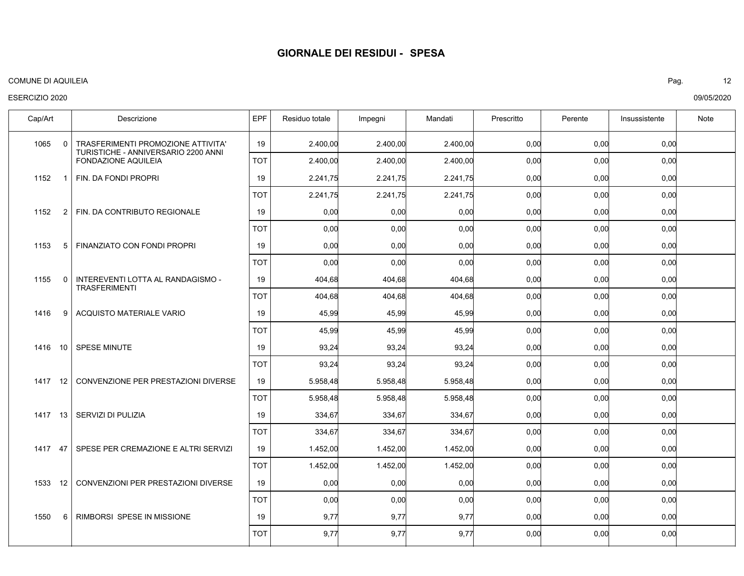# GIORNALE DEI RESIDUI - SPESA

COMUNE DI AQUILEIA

ESERCIZIO 2020

09/05/2020

| Cap/Art | | Descrizione | EPF | Residuo totale | Impegni | Mandati | Prescritto | Perente | Insussistente | Note |
|---|---|---|---|---|---|---|---|---|---|---|
| 1065 | 0 | TRASFERIMENTI PROMOZIONE ATTIVITA' TURISTICHE - ANNIVERSARIO 2200 ANNI FONDAZIONE AQUILEIA | 19 | 2.400,00 | 2.400,00 | 2.400,00 | 0,00 | 0,00 | 0,00 | |
| | | | TOT | 2.400,00 | 2.400,00 | 2.400,00 | 0,00 | 0,00 | 0,00 | |
| 1152 | 1 | FIN. DA FONDI PROPRI | 19 | 2.241,75 | 2.241,75 | 2.241,75 | 0,00 | 0,00 | 0,00 | |
| | | | TOT | 2.241,75 | 2.241,75 | 2.241,75 | 0,00 | 0,00 | 0,00 | |
| 1152 | 2 | FIN. DA CONTRIBUTO REGIONALE | 19 | 0,00 | 0,00 | 0,00 | 0,00 | 0,00 | 0,00 | |
| | | | TOT | 0,00 | 0,00 | 0,00 | 0,00 | 0,00 | 0,00 | |
| 1153 | 5 | FINANZIATO CON FONDI PROPRI | 19 | 0,00 | 0,00 | 0,00 | 0,00 | 0,00 | 0,00 | |
| | | | TOT | 0,00 | 0,00 | 0,00 | 0,00 | 0,00 | 0,00 | |
| 1155 | 0 | INTEREVENTI LOTTA AL RANDAGISMO - TRASFERIMENTI | 19 | 404,68 | 404,68 | 404,68 | 0,00 | 0,00 | 0,00 | |
| | | | TOT | 404,68 | 404,68 | 404,68 | 0,00 | 0,00 | 0,00 | |
| 1416 | 9 | ACQUISTO MATERIALE VARIO | 19 | 45,99 | 45,99 | 45,99 | 0,00 | 0,00 | 0,00 | |
| | | | TOT | 45,99 | 45,99 | 45,99 | 0,00 | 0,00 | 0,00 | |
| 1416 | 10 | SPESE MINUTE | 19 | 93,24 | 93,24 | 93,24 | 0,00 | 0,00 | 0,00 | |
| | | | TOT | 93,24 | 93,24 | 93,24 | 0,00 | 0,00 | 0,00 | |
| 1417 | 12 | CONVENZIONE PER PRESTAZIONI DIVERSE | 19 | 5.958,48 | 5.958,48 | 5.958,48 | 0,00 | 0,00 | 0,00 | |
| | | | TOT | 5.958,48 | 5.958,48 | 5.958,48 | 0,00 | 0,00 | 0,00 | |
| 1417 | 13 | SERVIZI DI PULIZIA | 19 | 334,67 | 334,67 | 334,67 | 0,00 | 0,00 | 0,00 | |
| | | | TOT | 334,67 | 334,67 | 334,67 | 0,00 | 0,00 | 0,00 | |
| 1417 | 47 | SPESE PER CREMAZIONE E ALTRI SERVIZI | 19 | 1.452,00 | 1.452,00 | 1.452,00 | 0,00 | 0,00 | 0,00 | |
| | | | TOT | 1.452,00 | 1.452,00 | 1.452,00 | 0,00 | 0,00 | 0,00 | |
| 1533 | 12 | CONVENZIONI PER PRESTAZIONI DIVERSE | 19 | 0,00 | 0,00 | 0,00 | 0,00 | 0,00 | 0,00 | |
| | | | TOT | 0,00 | 0,00 | 0,00 | 0,00 | 0,00 | 0,00 | |
| 1550 | 6 | RIMBORSI SPESE IN MISSIONE | 19 | 9,77 | 9,77 | 9,77 | 0,00 | 0,00 | 0,00 | |
| | | | TOT | 9,77 | 9,77 | 9,77 | 0,00 | 0,00 | 0,00 | |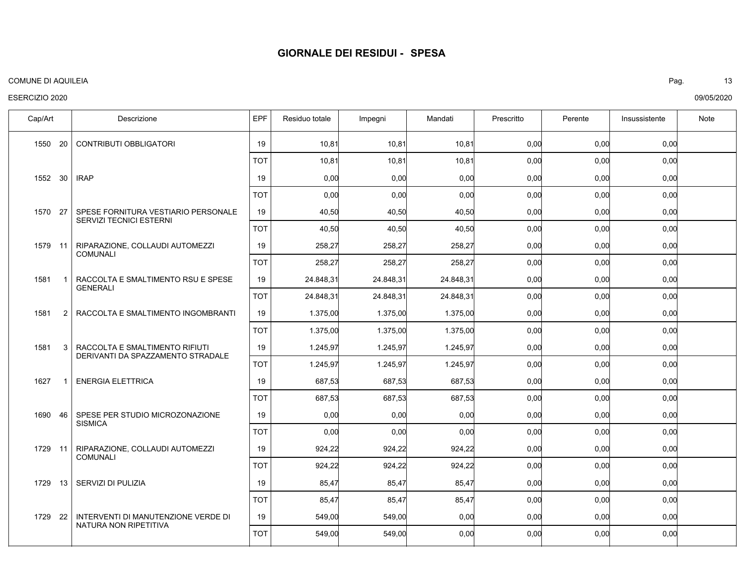# GIORNALE DEI RESIDUI - SPESA

COMUNE DI AQUILEIA

ESERCIZIO 2020

09/05/2020

| Cap/Art | Descrizione | EPF | Residuo totale | Impegni | Mandati | Prescritto | Perente | Insussistente | Note |
|---|---|---|---|---|---|---|---|---|---|
| 1550 20 | CONTRIBUTI OBBLIGATORI | 19 | 10,81 | 10,81 | 10,81 | 0,00 | 0,00 | 0,00 | |
| | | TOT | 10,81 | 10,81 | 10,81 | 0,00 | 0,00 | 0,00 | |
| 1552 30 | IRAP | 19 | 0,00 | 0,00 | 0,00 | 0,00 | 0,00 | 0,00 | |
| | | TOT | 0,00 | 0,00 | 0,00 | 0,00 | 0,00 | 0,00 | |
| 1570 27 | SPESE FORNITURA VESTIARIO PERSONALE SERVIZI TECNICI ESTERNI | 19 | 40,50 | 40,50 | 40,50 | 0,00 | 0,00 | 0,00 | |
| | | TOT | 40,50 | 40,50 | 40,50 | 0,00 | 0,00 | 0,00 | |
| 1579 11 | RIPARAZIONE, COLLAUDI AUTOMEZZI COMUNALI | 19 | 258,27 | 258,27 | 258,27 | 0,00 | 0,00 | 0,00 | |
| | | TOT | 258,27 | 258,27 | 258,27 | 0,00 | 0,00 | 0,00 | |
| 1581 1 | RACCOLTA E SMALTIMENTO RSU E SPESE GENERALI | 19 | 24.848,31 | 24.848,31 | 24.848,31 | 0,00 | 0,00 | 0,00 | |
| | | TOT | 24.848,31 | 24.848,31 | 24.848,31 | 0,00 | 0,00 | 0,00 | |
| 1581 2 | RACCOLTA E SMALTIMENTO INGOMBRANTI | 19 | 1.375,00 | 1.375,00 | 1.375,00 | 0,00 | 0,00 | 0,00 | |
| | | TOT | 1.375,00 | 1.375,00 | 1.375,00 | 0,00 | 0,00 | 0,00 | |
| 1581 3 | RACCOLTA E SMALTIMENTO RIFIUTI DERIVANTI DA SPAZZAMENTO STRADALE | 19 | 1.245,97 | 1.245,97 | 1.245,97 | 0,00 | 0,00 | 0,00 | |
| | | TOT | 1.245,97 | 1.245,97 | 1.245,97 | 0,00 | 0,00 | 0,00 | |
| 1627 1 | ENERGIA ELETTRICA | 19 | 687,53 | 687,53 | 687,53 | 0,00 | 0,00 | 0,00 | |
| | | TOT | 687,53 | 687,53 | 687,53 | 0,00 | 0,00 | 0,00 | |
| 1690 46 | SPESE PER STUDIO MICROZONAZIONE SISMICA | 19 | 0,00 | 0,00 | 0,00 | 0,00 | 0,00 | 0,00 | |
| | | TOT | 0,00 | 0,00 | 0,00 | 0,00 | 0,00 | 0,00 | |
| 1729 11 | RIPARAZIONE, COLLAUDI AUTOMEZZI COMUNALI | 19 | 924,22 | 924,22 | 924,22 | 0,00 | 0,00 | 0,00 | |
| | | TOT | 924,22 | 924,22 | 924,22 | 0,00 | 0,00 | 0,00 | |
| 1729 13 | SERVIZI DI PULIZIA | 19 | 85,47 | 85,47 | 85,47 | 0,00 | 0,00 | 0,00 | |
| | | TOT | 85,47 | 85,47 | 85,47 | 0,00 | 0,00 | 0,00 | |
| 1729 22 | INTERVENTI DI MANUTENZIONE VERDE DI NATURA NON RIPETITIVA | 19 | 549,00 | 549,00 | 0,00 | 0,00 | 0,00 | 0,00 | |
| | | TOT | 549,00 | 549,00 | 0,00 | 0,00 | 0,00 | 0,00 | |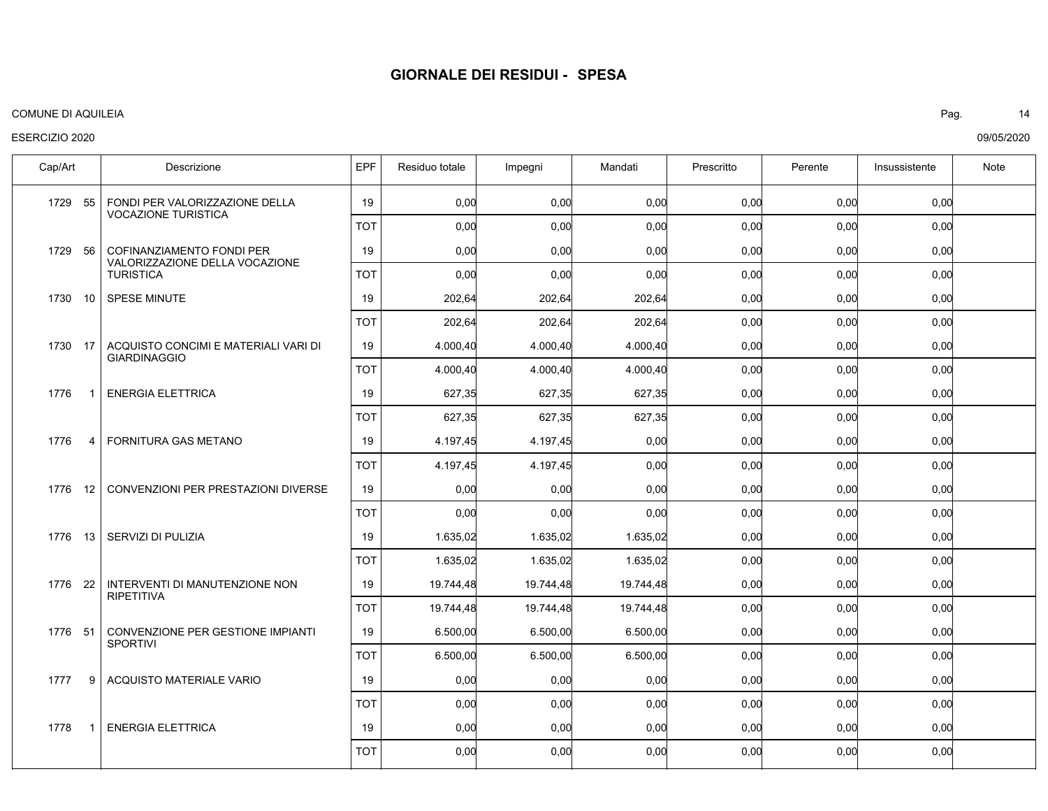# GIORNALE DEI RESIDUI - SPESA

COMUNE DI AQUILEIA

ESERCIZIO 2020

09/05/2020

| Cap/Art | Descrizione | EPF | Residuo totale | Impegni | Mandati | Prescritto | Perente | Insussistente | Note |
|---|---|---|---|---|---|---|---|---|---|
| 1729 55 | FONDI PER VALORIZZAZIONE DELLA VOCAZIONE TURISTICA | 19 | 0,00 | 0,00 | 0,00 | 0,00 | 0,00 | 0,00 | |
| | | TOT | 0,00 | 0,00 | 0,00 | 0,00 | 0,00 | 0,00 | |
| 1729 56 | COFINANZIAMENTO FONDI PER VALORIZZAZIONE DELLA VOCAZIONE TURISTICA | 19 | 0,00 | 0,00 | 0,00 | 0,00 | 0,00 | 0,00 | |
| | | TOT | 0,00 | 0,00 | 0,00 | 0,00 | 0,00 | 0,00 | |
| 1730 10 | SPESE MINUTE | 19 | 202,64 | 202,64 | 202,64 | 0,00 | 0,00 | 0,00 | |
| | | TOT | 202,64 | 202,64 | 202,64 | 0,00 | 0,00 | 0,00 | |
| 1730 17 | ACQUISTO CONCIMI E MATERIALI VARI DI GIARDINAGGIO | 19 | 4.000,40 | 4.000,40 | 4.000,40 | 0,00 | 0,00 | 0,00 | |
| | | TOT | 4.000,40 | 4.000,40 | 4.000,40 | 0,00 | 0,00 | 0,00 | |
| 1776 1 | ENERGIA ELETTRICA | 19 | 627,35 | 627,35 | 627,35 | 0,00 | 0,00 | 0,00 | |
| | | TOT | 627,35 | 627,35 | 627,35 | 0,00 | 0,00 | 0,00 | |
| 1776 4 | FORNITURA GAS METANO | 19 | 4.197,45 | 4.197,45 | 0,00 | 0,00 | 0,00 | 0,00 | |
| | | TOT | 4.197,45 | 4.197,45 | 0,00 | 0,00 | 0,00 | 0,00 | |
| 1776 12 | CONVENZIONI PER PRESTAZIONI DIVERSE | 19 | 0,00 | 0,00 | 0,00 | 0,00 | 0,00 | 0,00 | |
| | | TOT | 0,00 | 0,00 | 0,00 | 0,00 | 0,00 | 0,00 | |
| 1776 13 | SERVIZI DI PULIZIA | 19 | 1.635,02 | 1.635,02 | 1.635,02 | 0,00 | 0,00 | 0,00 | |
| | | TOT | 1.635,02 | 1.635,02 | 1.635,02 | 0,00 | 0,00 | 0,00 | |
| 1776 22 | INTERVENTI DI MANUTENZIONE NON RIPETITIVA | 19 | 19.744,48 | 19.744,48 | 19.744,48 | 0,00 | 0,00 | 0,00 | |
| | | TOT | 19.744,48 | 19.744,48 | 19.744,48 | 0,00 | 0,00 | 0,00 | |
| 1776 51 | CONVENZIONE PER GESTIONE IMPIANTI SPORTIVI | 19 | 6.500,00 | 6.500,00 | 6.500,00 | 0,00 | 0,00 | 0,00 | |
| | | TOT | 6.500,00 | 6.500,00 | 6.500,00 | 0,00 | 0,00 | 0,00 | |
| 1777 9 | ACQUISTO MATERIALE VARIO | 19 | 0,00 | 0,00 | 0,00 | 0,00 | 0,00 | 0,00 | |
| | | TOT | 0,00 | 0,00 | 0,00 | 0,00 | 0,00 | 0,00 | |
| 1778 1 | ENERGIA ELETTRICA | 19 | 0,00 | 0,00 | 0,00 | 0,00 | 0,00 | 0,00 | |
| | | TOT | 0,00 | 0,00 | 0,00 | 0,00 | 0,00 | 0,00 | |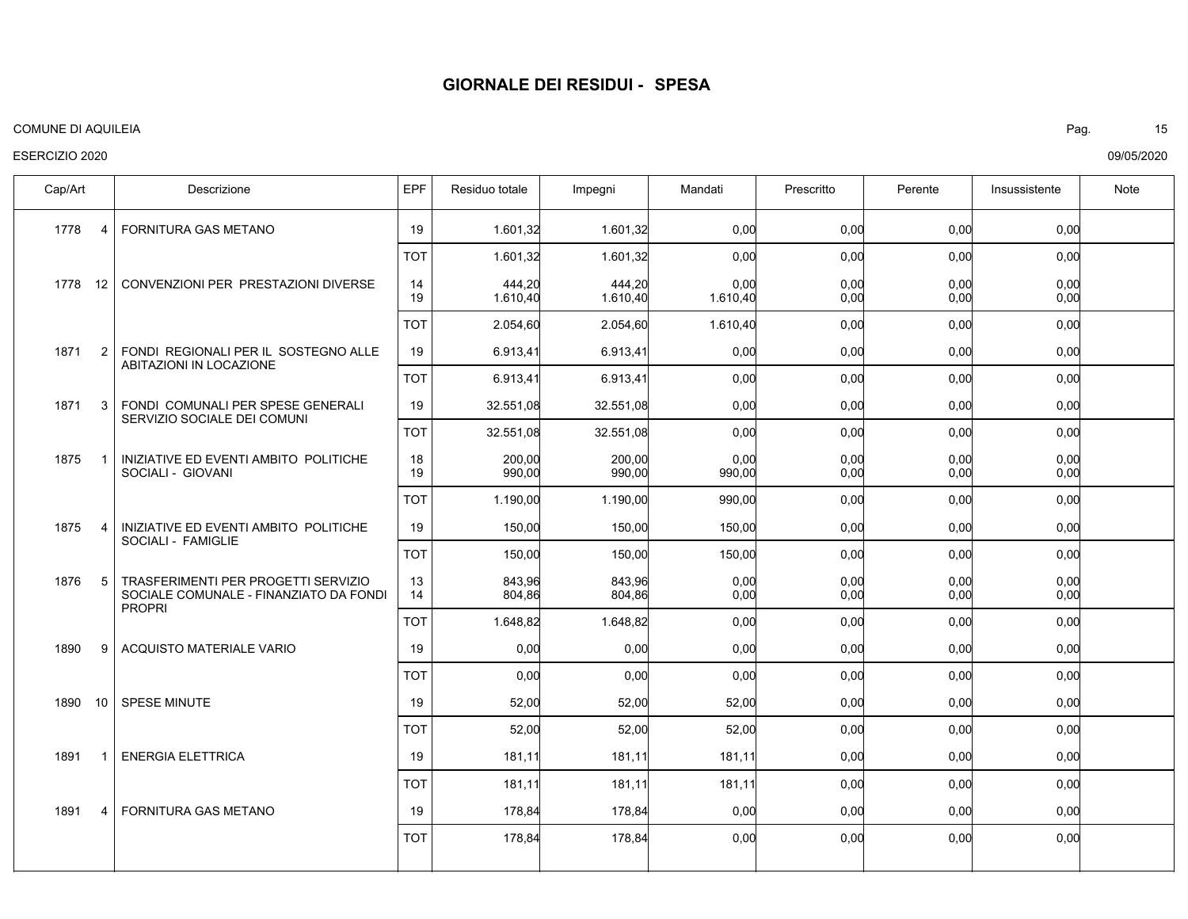# GIORNALE DEI RESIDUI - SPESA

COMUNE DI AQUILEIA

ESERCIZIO 2020

09/05/2020

| Cap/Art | | Descrizione | EPF | Residuo totale | Impegni | Mandati | Prescritto | Perente | Insussistente | Note |
|---|---|---|---|---|---|---|---|---|---|---|
| 1778 | 4 | FORNITURA GAS METANO | 19 | 1.601,32 | 1.601,32 | 0,00 | 0,00 | 0,00 | 0,00 | |
| | | | TOT | 1.601,32 | 1.601,32 | 0,00 | 0,00 | 0,00 | 0,00 | |
| 1778 | 12 | CONVENZIONI PER PRESTAZIONI DIVERSE | 14 | 444,20 | 444,20 | 0,00 | 0,00 | 0,00 | 0,00 | |
| | | | 19 | 1.610,40 | 1.610,40 | 1.610,40 | 0,00 | 0,00 | 0,00 | |
| | | | TOT | 2.054,60 | 2.054,60 | 1.610,40 | 0,00 | 0,00 | 0,00 | |
| 1871 | 2 | FONDI REGIONALI PER IL SOSTEGNO ALLE ABITAZIONI IN LOCAZIONE | 19 | 6.913,41 | 6.913,41 | 0,00 | 0,00 | 0,00 | 0,00 | |
| | | | TOT | 6.913,41 | 6.913,41 | 0,00 | 0,00 | 0,00 | 0,00 | |
| 1871 | 3 | FONDI COMUNALI PER SPESE GENERALI SERVIZIO SOCIALE DEI COMUNI | 19 | 32.551,08 | 32.551,08 | 0,00 | 0,00 | 0,00 | 0,00 | |
| | | | TOT | 32.551,08 | 32.551,08 | 0,00 | 0,00 | 0,00 | 0,00 | |
| 1875 | 1 | INIZIATIVE ED EVENTI AMBITO POLITICHE SOCIALI - GIOVANI | 18 | 200,00 | 200,00 | 0,00 | 0,00 | 0,00 | 0,00 | |
| | | | 19 | 990,00 | 990,00 | 990,00 | 0,00 | 0,00 | 0,00 | |
| | | | TOT | 1.190,00 | 1.190,00 | 990,00 | 0,00 | 0,00 | 0,00 | |
| 1875 | 4 | INIZIATIVE ED EVENTI AMBITO POLITICHE SOCIALI - FAMIGLIE | 19 | 150,00 | 150,00 | 150,00 | 0,00 | 0,00 | 0,00 | |
| | | | TOT | 150,00 | 150,00 | 150,00 | 0,00 | 0,00 | 0,00 | |
| 1876 | 5 | TRASFERIMENTI PER PROGETTI SERVIZIO SOCIALE COMUNALE - FINANZIATO DA FONDI PROPRI | 13 | 843,96 | 843,96 | 0,00 | 0,00 | 0,00 | 0,00 | |
| | | | 14 | 804,86 | 804,86 | 0,00 | 0,00 | 0,00 | 0,00 | |
| | | | TOT | 1.648,82 | 1.648,82 | 0,00 | 0,00 | 0,00 | 0,00 | |
| 1890 | 9 | ACQUISTO MATERIALE VARIO | 19 | 0,00 | 0,00 | 0,00 | 0,00 | 0,00 | 0,00 | |
| | | | TOT | 0,00 | 0,00 | 0,00 | 0,00 | 0,00 | 0,00 | |
| 1890 | 10 | SPESE MINUTE | 19 | 52,00 | 52,00 | 52,00 | 0,00 | 0,00 | 0,00 | |
| | | | TOT | 52,00 | 52,00 | 52,00 | 0,00 | 0,00 | 0,00 | |
| 1891 | 1 | ENERGIA ELETTRICA | 19 | 181,11 | 181,11 | 181,11 | 0,00 | 0,00 | 0,00 | |
| | | | TOT | 181,11 | 181,11 | 181,11 | 0,00 | 0,00 | 0,00 | |
| 1891 | 4 | FORNITURA GAS METANO | 19 | 178,84 | 178,84 | 0,00 | 0,00 | 0,00 | 0,00 | |
| | | | TOT | 178,84 | 178,84 | 0,00 | 0,00 | 0,00 | 0,00 | |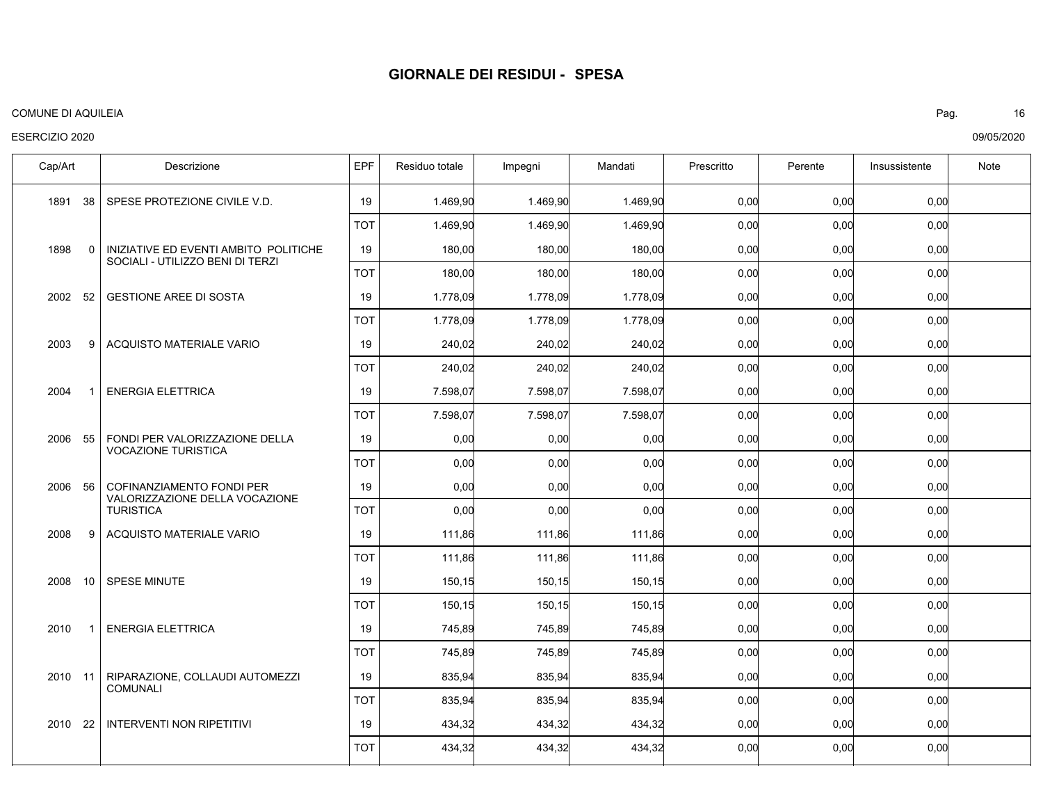# GIORNALE DEI RESIDUI - SPESA

COMUNE DI AQUILEIA

ESERCIZIO 2020

09/05/2020

| Cap/Art | Descrizione | EPF | Residuo totale | Impegni | Mandati | Prescritto | Perente | Insussistente | Note |
|---|---|---|---|---|---|---|---|---|---|
| 1891 38 | SPESE PROTEZIONE CIVILE V.D. | 19 | 1.469,90 | 1.469,90 | 1.469,90 | 0,00 | 0,00 | 0,00 | |
| | | TOT | 1.469,90 | 1.469,90 | 1.469,90 | 0,00 | 0,00 | 0,00 | |
| 1898 0 | INIZIATIVE ED EVENTI AMBITO POLITICHE SOCIALI - UTILIZZO BENI DI TERZI | 19 | 180,00 | 180,00 | 180,00 | 0,00 | 0,00 | 0,00 | |
| | | TOT | 180,00 | 180,00 | 180,00 | 0,00 | 0,00 | 0,00 | |
| 2002 52 | GESTIONE AREE DI SOSTA | 19 | 1.778,09 | 1.778,09 | 1.778,09 | 0,00 | 0,00 | 0,00 | |
| | | TOT | 1.778,09 | 1.778,09 | 1.778,09 | 0,00 | 0,00 | 0,00 | |
| 2003 9 | ACQUISTO MATERIALE VARIO | 19 | 240,02 | 240,02 | 240,02 | 0,00 | 0,00 | 0,00 | |
| | | TOT | 240,02 | 240,02 | 240,02 | 0,00 | 0,00 | 0,00 | |
| 2004 1 | ENERGIA ELETTRICA | 19 | 7.598,07 | 7.598,07 | 7.598,07 | 0,00 | 0,00 | 0,00 | |
| | | TOT | 7.598,07 | 7.598,07 | 7.598,07 | 0,00 | 0,00 | 0,00 | |
| 2006 55 | FONDI PER VALORIZZAZIONE DELLA VOCAZIONE TURISTICA | 19 | 0,00 | 0,00 | 0,00 | 0,00 | 0,00 | 0,00 | |
| | | TOT | 0,00 | 0,00 | 0,00 | 0,00 | 0,00 | 0,00 | |
| 2006 56 | COFINANZIAMENTO FONDI PER VALORIZZAZIONE DELLA VOCAZIONE TURISTICA | 19 | 0,00 | 0,00 | 0,00 | 0,00 | 0,00 | 0,00 | |
| | | TOT | 0,00 | 0,00 | 0,00 | 0,00 | 0,00 | 0,00 | |
| 2008 9 | ACQUISTO MATERIALE VARIO | 19 | 111,86 | 111,86 | 111,86 | 0,00 | 0,00 | 0,00 | |
| | | TOT | 111,86 | 111,86 | 111,86 | 0,00 | 0,00 | 0,00 | |
| 2008 10 | SPESE MINUTE | 19 | 150,15 | 150,15 | 150,15 | 0,00 | 0,00 | 0,00 | |
| | | TOT | 150,15 | 150,15 | 150,15 | 0,00 | 0,00 | 0,00 | |
| 2010 1 | ENERGIA ELETTRICA | 19 | 745,89 | 745,89 | 745,89 | 0,00 | 0,00 | 0,00 | |
| | | TOT | 745,89 | 745,89 | 745,89 | 0,00 | 0,00 | 0,00 | |
| 2010 11 | RIPARAZIONE, COLLAUDI AUTOMEZZI COMUNALI | 19 | 835,94 | 835,94 | 835,94 | 0,00 | 0,00 | 0,00 | |
| | | TOT | 835,94 | 835,94 | 835,94 | 0,00 | 0,00 | 0,00 | |
| 2010 22 | INTERVENTI NON RIPETITIVI | 19 | 434,32 | 434,32 | 434,32 | 0,00 | 0,00 | 0,00 | |
| | | TOT | 434,32 | 434,32 | 434,32 | 0,00 | 0,00 | 0,00 | |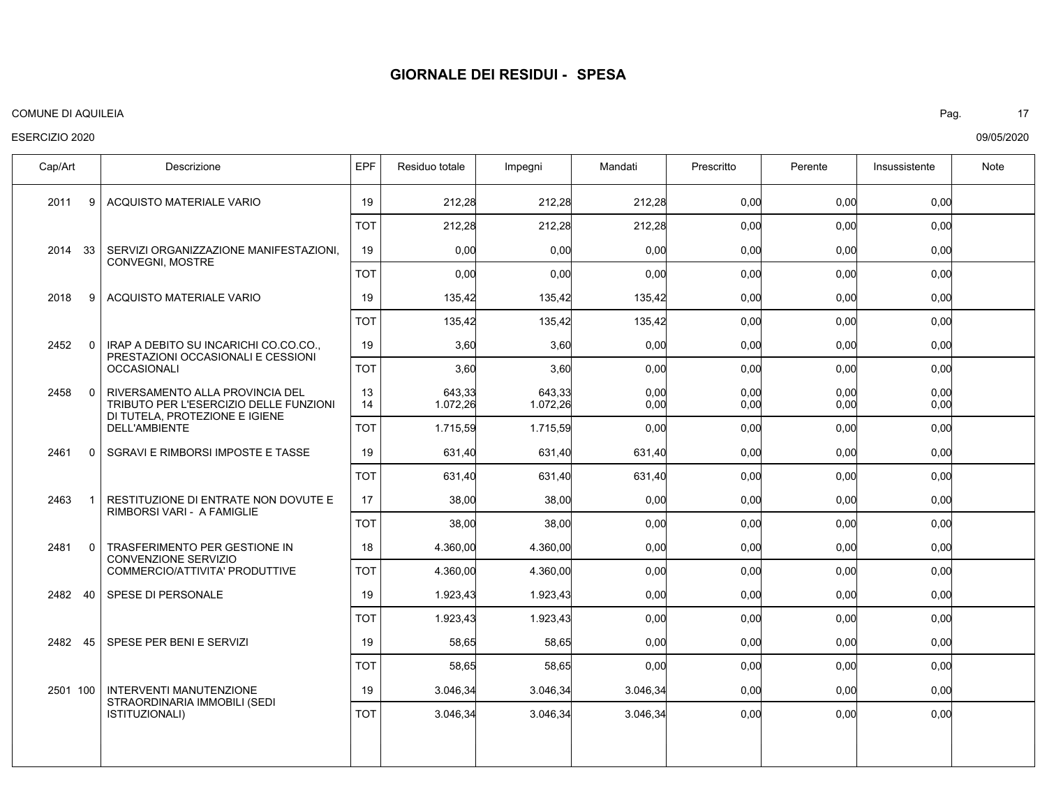# GIORNALE DEI RESIDUI - SPESA

COMUNE DI AQUILEIA

ESERCIZIO 2020

09/05/2020

| Cap/Art | Descrizione | EPF | Residuo totale | Impegni | Mandati | Prescritto | Perente | Insussistente | Note |
|---|---|---|---|---|---|---|---|---|---|
| 2011 9 | ACQUISTO MATERIALE VARIO | 19 | 212,28 | 212,28 | 212,28 | 0,00 | 0,00 | 0,00 | |
| | | TOT | 212,28 | 212,28 | 212,28 | 0,00 | 0,00 | 0,00 | |
| 2014 33 | SERVIZI ORGANIZZAZIONE MANIFESTAZIONI, CONVEGNI, MOSTRE | 19 | 0,00 | 0,00 | 0,00 | 0,00 | 0,00 | 0,00 | |
| | | TOT | 0,00 | 0,00 | 0,00 | 0,00 | 0,00 | 0,00 | |
| 2018 9 | ACQUISTO MATERIALE VARIO | 19 | 135,42 | 135,42 | 135,42 | 0,00 | 0,00 | 0,00 | |
| | | TOT | 135,42 | 135,42 | 135,42 | 0,00 | 0,00 | 0,00 | |
| 2452 0 | IRAP A DEBITO SU INCARICHI CO.CO.CO., PRESTAZIONI OCCASIONALI E CESSIONI OCCASIONALI | 19 | 3,60 | 3,60 | 0,00 | 0,00 | 0,00 | 0,00 | |
| | | TOT | 3,60 | 3,60 | 0,00 | 0,00 | 0,00 | 0,00 | |
| 2458 0 | RIVERSAMENTO ALLA PROVINCIA DEL TRIBUTO PER L'ESERCIZIO DELLE FUNZIONI DI TUTELA, PROTEZIONE E IGIENE DELL'AMBIENTE | 13 | 643,33 | 643,33 | 0,00 | 0,00 | 0,00 | 0,00 | |
| | | 14 | 1.072,26 | 1.072,26 | 0,00 | 0,00 | 0,00 | 0,00 | |
| | | TOT | 1.715,59 | 1.715,59 | 0,00 | 0,00 | 0,00 | 0,00 | |
| 2461 0 | SGRAVI E RIMBORSI IMPOSTE E TASSE | 19 | 631,40 | 631,40 | 631,40 | 0,00 | 0,00 | 0,00 | |
| | | TOT | 631,40 | 631,40 | 631,40 | 0,00 | 0,00 | 0,00 | |
| 2463 1 | RESTITUZIONE DI ENTRATE NON DOVUTE E RIMBORSI VARI - A FAMIGLIE | 17 | 38,00 | 38,00 | 0,00 | 0,00 | 0,00 | 0,00 | |
| | | TOT | 38,00 | 38,00 | 0,00 | 0,00 | 0,00 | 0,00 | |
| 2481 0 | TRASFERIMENTO PER GESTIONE IN CONVENZIONE SERVIZIO COMMERCIO/ATTIVITA' PRODUTTIVE | 18 | 4.360,00 | 4.360,00 | 0,00 | 0,00 | 0,00 | 0,00 | |
| | | TOT | 4.360,00 | 4.360,00 | 0,00 | 0,00 | 0,00 | 0,00 | |
| 2482 40 | SPESE DI PERSONALE | 19 | 1.923,43 | 1.923,43 | 0,00 | 0,00 | 0,00 | 0,00 | |
| | | TOT | 1.923,43 | 1.923,43 | 0,00 | 0,00 | 0,00 | 0,00 | |
| 2482 45 | SPESE PER BENI E SERVIZI | 19 | 58,65 | 58,65 | 0,00 | 0,00 | 0,00 | 0,00 | |
| | | TOT | 58,65 | 58,65 | 0,00 | 0,00 | 0,00 | 0,00 | |
| 2501 100 | INTERVENTI MANUTENZIONE STRAORDINARIA IMMOBILI (SEDI ISTITUZIONALI) | 19 | 3.046,34 | 3.046,34 | 3.046,34 | 0,00 | 0,00 | 0,00 | |
| | | TOT | 3.046,34 | 3.046,34 | 3.046,34 | 0,00 | 0,00 | 0,00 | |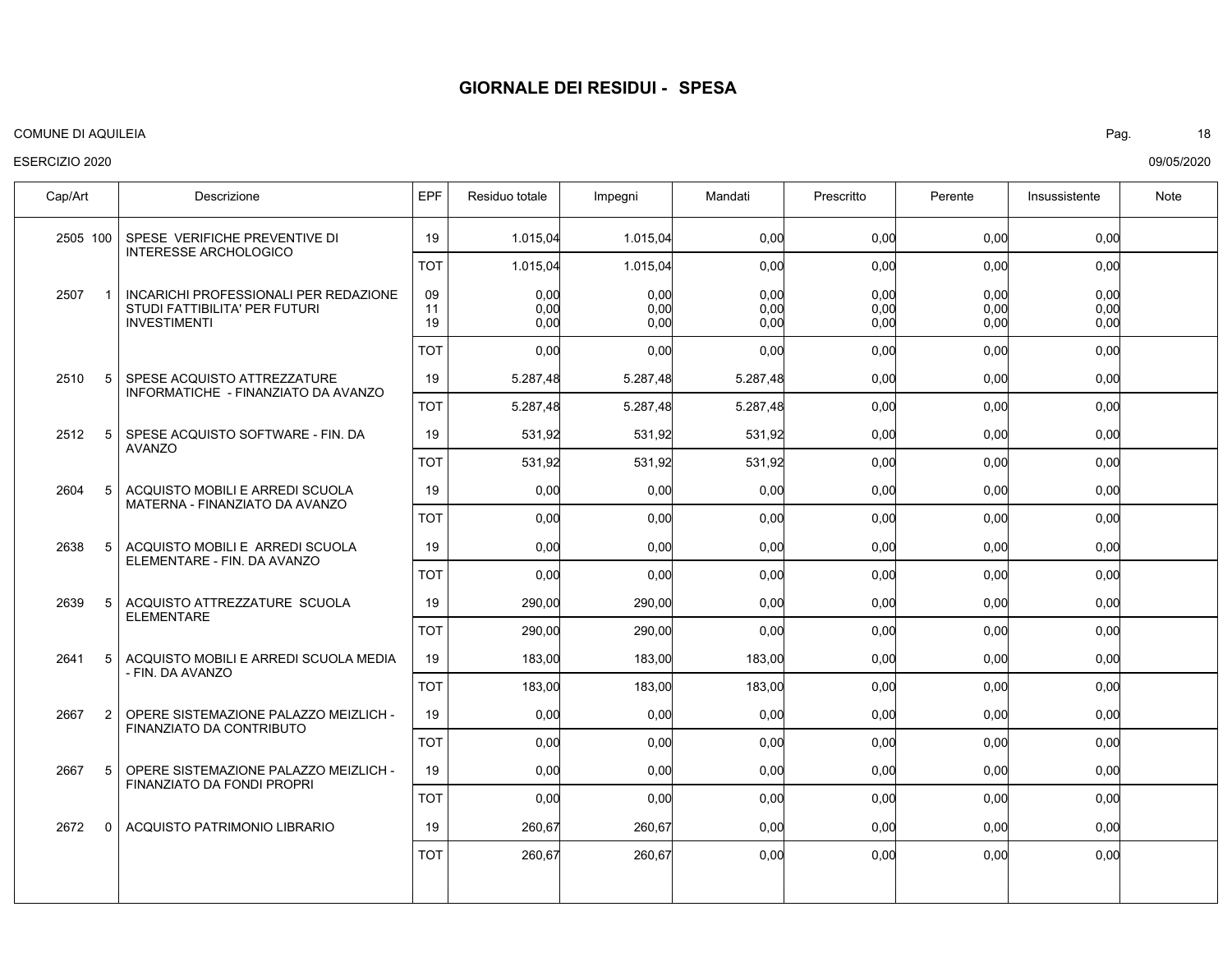# GIORNALE DEI RESIDUI - SPESA

COMUNE DI AQUILEIA

ESERCIZIO 2020

09/05/2020

| Cap/Art | Descrizione | EPF | Residuo totale | Impegni | Mandati | Prescritto | Perente | Insussistente | Note |
|---|---|---|---|---|---|---|---|---|---|
| 2505 100 | SPESE VERIFICHE PREVENTIVE DI INTERESSE ARCHOLOGICO | 19 | 1.015,04 | 1.015,04 | 0,00 | 0,00 | 0,00 | 0,00 | |
| | | TOT | 1.015,04 | 1.015,04 | 0,00 | 0,00 | 0,00 | 0,00 | |
| 2507 1 | INCARICHI PROFESSIONALI PER REDAZIONE STUDI FATTIBILITA' PER FUTURI INVESTIMENTI | 09 | 0,00 | 0,00 | 0,00 | 0,00 | 0,00 | 0,00 | |
| | | 11 | 0,00 | 0,00 | 0,00 | 0,00 | 0,00 | 0,00 | |
| | | 19 | 0,00 | 0,00 | 0,00 | 0,00 | 0,00 | 0,00 | |
| | | TOT | 0,00 | 0,00 | 0,00 | 0,00 | 0,00 | 0,00 | |
| 2510 5 | SPESE ACQUISTO ATTREZZATURE INFORMATICHE - FINANZIATO DA AVANZO | 19 | 5.287,48 | 5.287,48 | 5.287,48 | 0,00 | 0,00 | 0,00 | |
| | | TOT | 5.287,48 | 5.287,48 | 5.287,48 | 0,00 | 0,00 | 0,00 | |
| 2512 5 | SPESE ACQUISTO SOFTWARE - FIN. DA AVANZO | 19 | 531,92 | 531,92 | 531,92 | 0,00 | 0,00 | 0,00 | |
| | | TOT | 531,92 | 531,92 | 531,92 | 0,00 | 0,00 | 0,00 | |
| 2604 5 | ACQUISTO MOBILI E ARREDI SCUOLA MATERNA - FINANZIATO DA AVANZO | 19 | 0,00 | 0,00 | 0,00 | 0,00 | 0,00 | 0,00 | |
| | | TOT | 0,00 | 0,00 | 0,00 | 0,00 | 0,00 | 0,00 | |
| 2638 5 | ACQUISTO MOBILI E ARREDI SCUOLA ELEMENTARE - FIN. DA AVANZO | 19 | 0,00 | 0,00 | 0,00 | 0,00 | 0,00 | 0,00 | |
| | | TOT | 0,00 | 0,00 | 0,00 | 0,00 | 0,00 | 0,00 | |
| 2639 5 | ACQUISTO ATTREZZATURE SCUOLA ELEMENTARE | 19 | 290,00 | 290,00 | 0,00 | 0,00 | 0,00 | 0,00 | |
| | | TOT | 290,00 | 290,00 | 0,00 | 0,00 | 0,00 | 0,00 | |
| 2641 5 | ACQUISTO MOBILI E ARREDI SCUOLA MEDIA - FIN. DA AVANZO | 19 | 183,00 | 183,00 | 183,00 | 0,00 | 0,00 | 0,00 | |
| | | TOT | 183,00 | 183,00 | 183,00 | 0,00 | 0,00 | 0,00 | |
| 2667 2 | OPERE SISTEMAZIONE PALAZZO MEIZLICH - FINANZIATO DA CONTRIBUTO | 19 | 0,00 | 0,00 | 0,00 | 0,00 | 0,00 | 0,00 | |
| | | TOT | 0,00 | 0,00 | 0,00 | 0,00 | 0,00 | 0,00 | |
| 2667 5 | OPERE SISTEMAZIONE PALAZZO MEIZLICH - FINANZIATO DA FONDI PROPRI | 19 | 0,00 | 0,00 | 0,00 | 0,00 | 0,00 | 0,00 | |
| | | TOT | 0,00 | 0,00 | 0,00 | 0,00 | 0,00 | 0,00 | |
| 2672 0 | ACQUISTO PATRIMONIO LIBRARIO | 19 | 260,67 | 260,67 | 0,00 | 0,00 | 0,00 | 0,00 | |
| | | TOT | 260,67 | 260,67 | 0,00 | 0,00 | 0,00 | 0,00 | |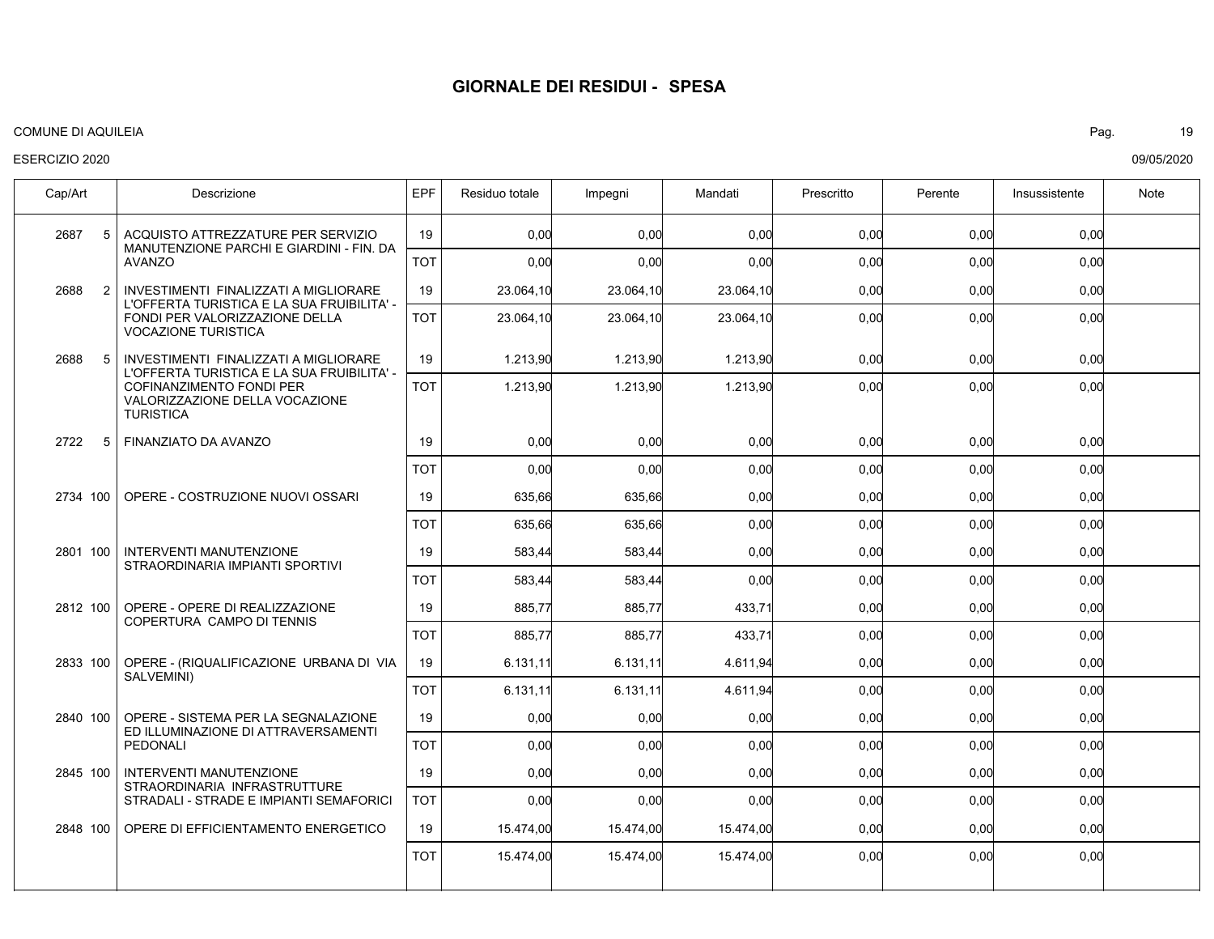# GIORNALE DEI RESIDUI - SPESA

COMUNE DI AQUILEIA

ESERCIZIO 2020

09/05/2020

| Cap/Art | Descrizione | EPF | Residuo totale | Impegni | Mandati | Prescritto | Perente | Insussistente | Note |
|---|---|---|---|---|---|---|---|---|---|
| 2687 5 | ACQUISTO ATTREZZATURE PER SERVIZIO MANUTENZIONE PARCHI E GIARDINI - FIN. DA AVANZO | 19 | 0,00 | 0,00 | 0,00 | 0,00 | 0,00 | 0,00 | |
| | | TOT | 0,00 | 0,00 | 0,00 | 0,00 | 0,00 | 0,00 | |
| 2688 2 | INVESTIMENTI FINALIZZATI A MIGLIORARE L'OFFERTA TURISTICA E LA SUA FRUIBILITA' - FONDI PER VALORIZZAZIONE DELLA VOCAZIONE TURISTICA | 19 | 23.064,10 | 23.064,10 | 23.064,10 | 0,00 | 0,00 | 0,00 | |
| | | TOT | 23.064,10 | 23.064,10 | 23.064,10 | 0,00 | 0,00 | 0,00 | |
| 2688 5 | INVESTIMENTI FINALIZZATI A MIGLIORARE L'OFFERTA TURISTICA E LA SUA FRUIBILITA' - COFINANZIMENTO FONDI PER VALORIZZAZIONE DELLA VOCAZIONE TURISTICA | 19 | 1.213,90 | 1.213,90 | 1.213,90 | 0,00 | 0,00 | 0,00 | |
| | | TOT | 1.213,90 | 1.213,90 | 1.213,90 | 0,00 | 0,00 | 0,00 | |
| 2722 5 | FINANZIATO DA AVANZO | 19 | 0,00 | 0,00 | 0,00 | 0,00 | 0,00 | 0,00 | |
| | | TOT | 0,00 | 0,00 | 0,00 | 0,00 | 0,00 | 0,00 | |
| 2734 100 | OPERE - COSTRUZIONE NUOVI OSSARI | 19 | 635,66 | 635,66 | 0,00 | 0,00 | 0,00 | 0,00 | |
| | | TOT | 635,66 | 635,66 | 0,00 | 0,00 | 0,00 | 0,00 | |
| 2801 100 | INTERVENTI MANUTENZIONE STRAORDINARIA IMPIANTI SPORTIVI | 19 | 583,44 | 583,44 | 0,00 | 0,00 | 0,00 | 0,00 | |
| | | TOT | 583,44 | 583,44 | 0,00 | 0,00 | 0,00 | 0,00 | |
| 2812 100 | OPERE - OPERE DI REALIZZAZIONE COPERTURA CAMPO DI TENNIS | 19 | 885,77 | 885,77 | 433,71 | 0,00 | 0,00 | 0,00 | |
| | | TOT | 885,77 | 885,77 | 433,71 | 0,00 | 0,00 | 0,00 | |
| 2833 100 | OPERE - (RIQUALIFICAZIONE URBANA DI VIA SALVEMINI) | 19 | 6.131,11 | 6.131,11 | 4.611,94 | 0,00 | 0,00 | 0,00 | |
| | | TOT | 6.131,11 | 6.131,11 | 4.611,94 | 0,00 | 0,00 | 0,00 | |
| 2840 100 | OPERE - SISTEMA PER LA SEGNALAZIONE ED ILLUMINAZIONE DI ATTRAVERSAMENTI PEDONALI | 19 | 0,00 | 0,00 | 0,00 | 0,00 | 0,00 | 0,00 | |
| | | TOT | 0,00 | 0,00 | 0,00 | 0,00 | 0,00 | 0,00 | |
| 2845 100 | INTERVENTI MANUTENZIONE STRAORDINARIA INFRASTRUTTURE STRADALI - STRADE E IMPIANTI SEMAFORICI | 19 | 0,00 | 0,00 | 0,00 | 0,00 | 0,00 | 0,00 | |
| | | TOT | 0,00 | 0,00 | 0,00 | 0,00 | 0,00 | 0,00 | |
| 2848 100 | OPERE DI EFFICIENTAMENTO ENERGETICO | 19 | 15.474,00 | 15.474,00 | 15.474,00 | 0,00 | 0,00 | 0,00 | |
| | | TOT | 15.474,00 | 15.474,00 | 15.474,00 | 0,00 | 0,00 | 0,00 | |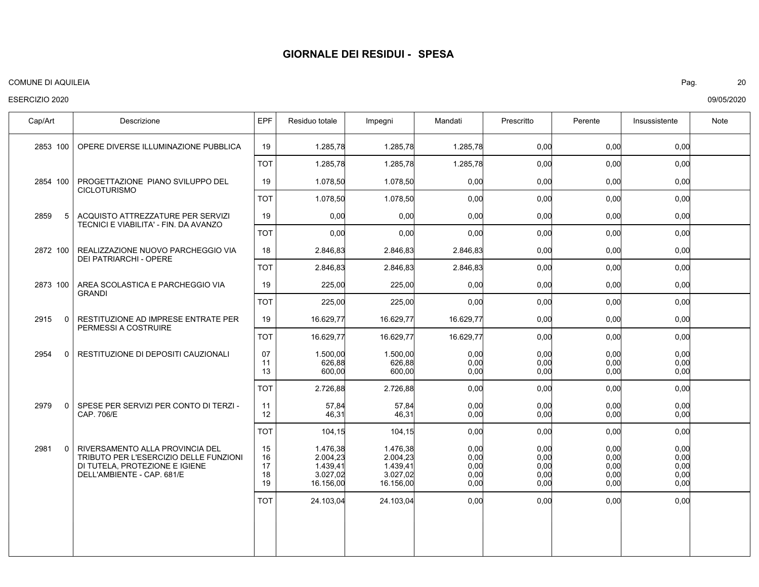## GIORNALE DEI RESIDUI - SPESA

COMUNE DI AQUILEIA

ESERCIZIO 2020

09/05/2020

| Cap/Art | Descrizione | EPF | Residuo totale | Impegni | Mandati | Prescritto | Perente | Insussistente | Note |
|---|---|---|---|---|---|---|---|---|---|
| 2853 100 | OPERE DIVERSE ILLUMINAZIONE PUBBLICA | 19 | 1.285,78 | 1.285,78 | 1.285,78 | 0,00 | 0,00 | 0,00 | |
| | | TOT | 1.285,78 | 1.285,78 | 1.285,78 | 0,00 | 0,00 | 0,00 | |
| 2854 100 | PROGETTAZIONE PIANO SVILUPPO DEL CICLOTURISMO | 19 | 1.078,50 | 1.078,50 | 0,00 | 0,00 | 0,00 | 0,00 | |
| | | TOT | 1.078,50 | 1.078,50 | 0,00 | 0,00 | 0,00 | 0,00 | |
| 2859 5 | ACQUISTO ATTREZZATURE PER SERVIZI TECNICI E VIABILITA' - FIN. DA AVANZO | 19 | 0,00 | 0,00 | 0,00 | 0,00 | 0,00 | 0,00 | |
| | | TOT | 0,00 | 0,00 | 0,00 | 0,00 | 0,00 | 0,00 | |
| 2872 100 | REALIZZAZIONE NUOVO PARCHEGGIO VIA DEI PATRIARCHI - OPERE | 18 | 2.846,83 | 2.846,83 | 2.846,83 | 0,00 | 0,00 | 0,00 | |
| | | TOT | 2.846,83 | 2.846,83 | 2.846,83 | 0,00 | 0,00 | 0,00 | |
| 2873 100 | AREA SCOLASTICA E PARCHEGGIO VIA GRANDI | 19 | 225,00 | 225,00 | 0,00 | 0,00 | 0,00 | 0,00 | |
| | | TOT | 225,00 | 225,00 | 0,00 | 0,00 | 0,00 | 0,00 | |
| 2915 0 | RESTITUZIONE AD IMPRESE ENTRATE PER PERMESSI A COSTRUIRE | 19 | 16.629,77 | 16.629,77 | 16.629,77 | 0,00 | 0,00 | 0,00 | |
| | | TOT | 16.629,77 | 16.629,77 | 16.629,77 | 0,00 | 0,00 | 0,00 | |
| 2954 0 | RESTITUZIONE DI DEPOSITI CAUZIONALI | 07 | 1.500,00 | 1.500,00 | 0,00 | 0,00 | 0,00 | 0,00 | |
| | | 11 | 626,88 | 626,88 | 0,00 | 0,00 | 0,00 | 0,00 | |
| | | 13 | 600,00 | 600,00 | 0,00 | 0,00 | 0,00 | 0,00 | |
| | | TOT | 2.726,88 | 2.726,88 | 0,00 | 0,00 | 0,00 | 0,00 | |
| 2979 0 | SPESE PER SERVIZI PER CONTO DI TERZI - CAP. 706/E | 11 | 57,84 | 57,84 | 0,00 | 0,00 | 0,00 | 0,00 | |
| | | 12 | 46,31 | 46,31 | 0,00 | 0,00 | 0,00 | 0,00 | |
| | | TOT | 104,15 | 104,15 | 0,00 | 0,00 | 0,00 | 0,00 | |
| 2981 0 | RIVERSAMENTO ALLA PROVINCIA DEL TRIBUTO PER L'ESERCIZIO DELLE FUNZIONI DI TUTELA, PROTEZIONE E IGIENE DELL'AMBIENTE - CAP. 681/E | 15 | 1.476,38 | 1.476,38 | 0,00 | 0,00 | 0,00 | 0,00 | |
| | | 16 | 2.004,23 | 2.004,23 | 0,00 | 0,00 | 0,00 | 0,00 | |
| | | 17 | 1.439,41 | 1.439,41 | 0,00 | 0,00 | 0,00 | 0,00 | |
| | | 18 | 3.027,02 | 3.027,02 | 0,00 | 0,00 | 0,00 | 0,00 | |
| | | 19 | 16.156,00 | 16.156,00 | 0,00 | 0,00 | 0,00 | 0,00 | |
| | | TOT | 24.103,04 | 24.103,04 | 0,00 | 0,00 | 0,00 | 0,00 | |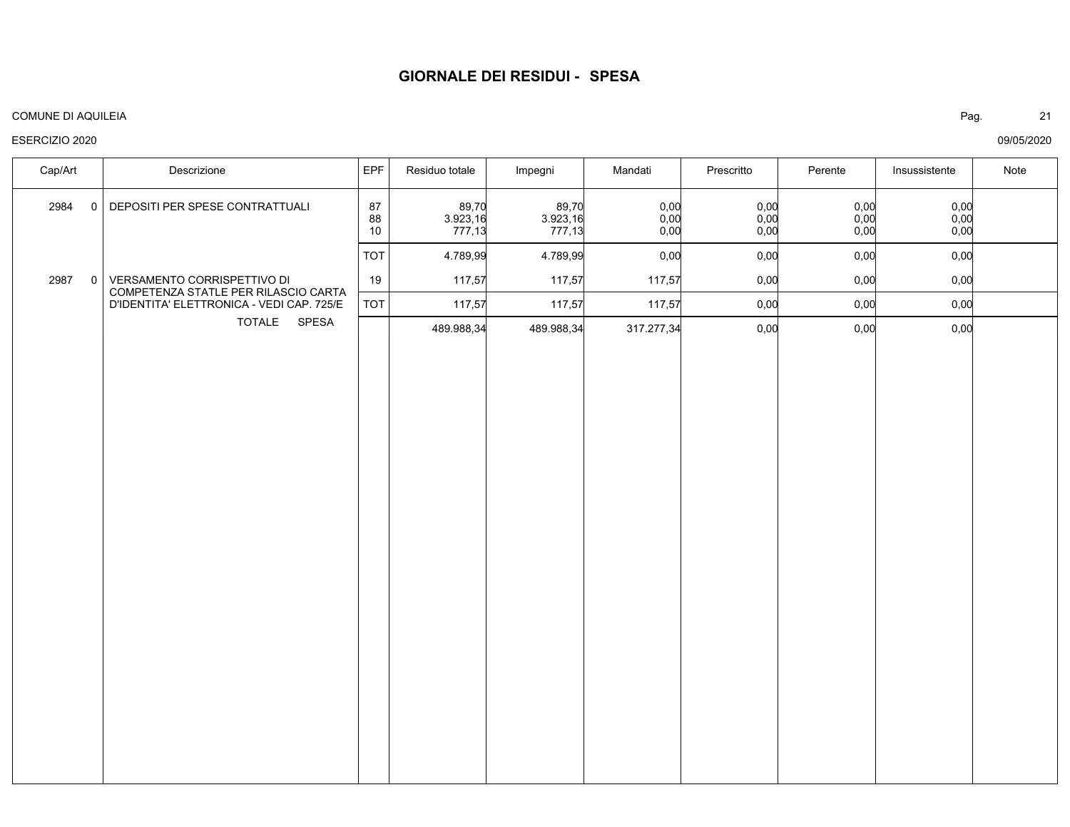# GIORNALE DEI RESIDUI - SPESA

COMUNE DI AQUILEIA

ESERCIZIO 2020

09/05/2020

| Cap/Art | | Descrizione | EPF | Residuo totale | Impegni | Mandati | Prescritto | Perente | Insussistente | Note |
|---|---|---|---|---|---|---|---|---|---|---|
| 2984 | 0 | DEPOSITI PER SPESE CONTRATTUALI | 87 | 89,70 | 89,70 | 0,00 | 0,00 | 0,00 | 0,00 | |
| | | | 88 | 3.923,16 | 3.923,16 | 0,00 | 0,00 | 0,00 | 0,00 | |
| | | | 10 | 777,13 | 777,13 | 0,00 | 0,00 | 0,00 | 0,00 | |
| | | | TOT | 4.789,99 | 4.789,99 | 0,00 | 0,00 | 0,00 | 0,00 | |
| 2987 | 0 | VERSAMENTO CORRISPETTIVO DI COMPETENZA STATLE PER RILASCIO CARTA D'IDENTITA' ELETTRONICA - VEDI CAP. 725/E | 19 | 117,57 | 117,57 | 117,57 | 0,00 | 0,00 | 0,00 | |
| | | | TOT | 117,57 | 117,57 | 117,57 | 0,00 | 0,00 | 0,00 | |
| | | TOTALE SPESA | | 489.988,34 | 489.988,34 | 317.277,34 | 0,00 | 0,00 | 0,00 | |